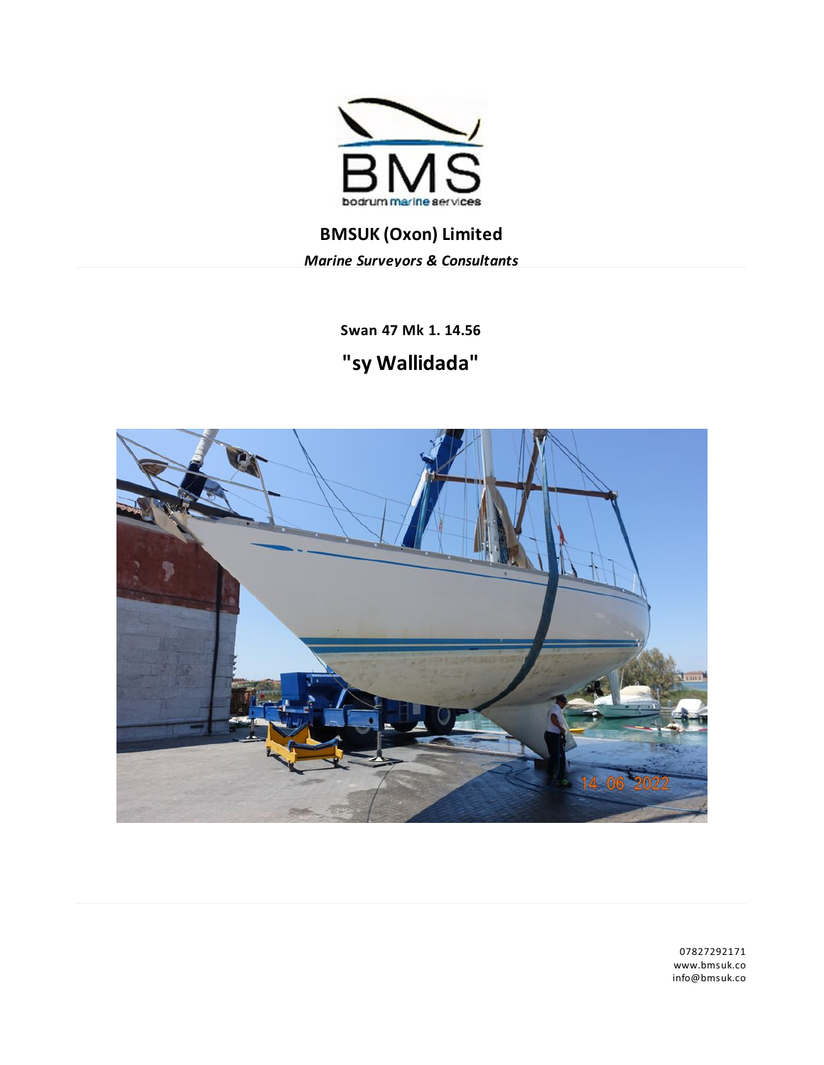**BMSUK (Oxon) Limited**

*Marine Surveyors & Consultants*

**Swan 47 Mk 1. 14.56**

# "sy Wallidada"

07827292171
www.bmsuk.co
info@bmsuk.co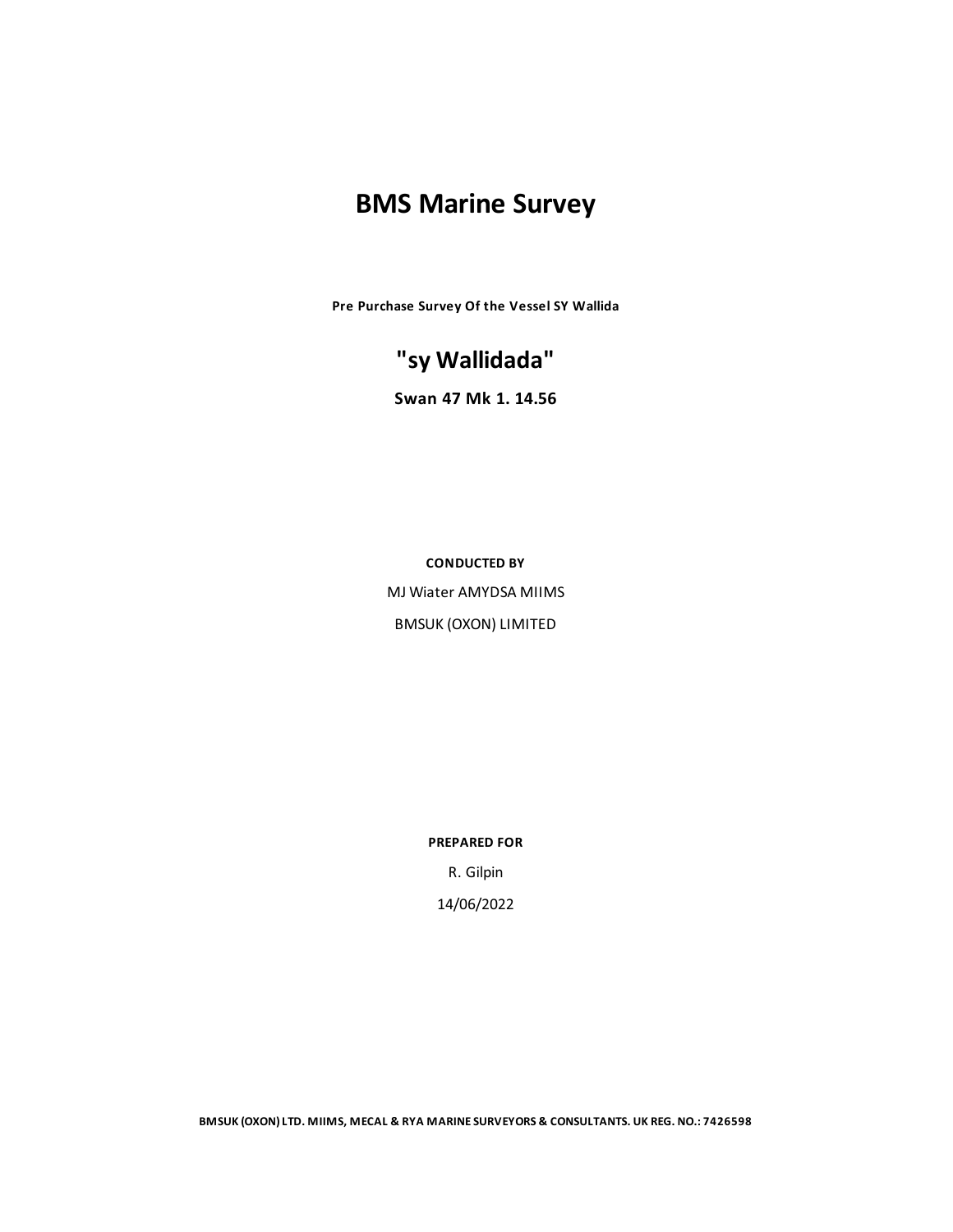# BMS Marine Survey

**Pre Purchase Survey Of the Vessel SY Wallida**

## "sy Wallidada"

**Swan 47 Mk 1. 14.56**

**CONDUCTED BY**

MJ Wiater AMYDSA MIIMS

BMSUK (OXON) LIMITED

**PREPARED FOR**

R. Gilpin

14/06/2022

**BMSUK (OXON) LTD. MIIMS, MECAL & RYA MARINE SURVEYORS & CONSULTANTS. UK REG. NO.: 7426598**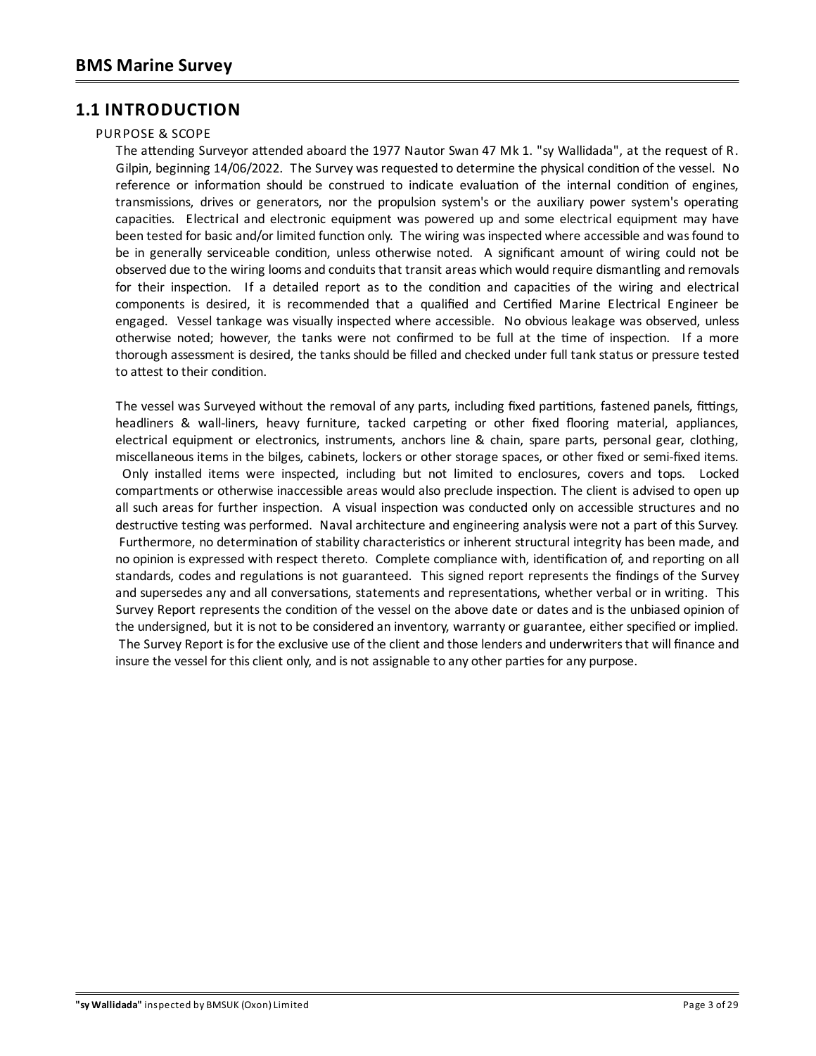## 1.1 INTRODUCTION

### PURPOSE & SCOPE

The attending Surveyor attended aboard the 1977 Nautor Swan 47 Mk 1. "sy Wallidada", at the request of R. Gilpin, beginning 14/06/2022. The Survey was requested to determine the physical condition of the vessel. No reference or information should be construed to indicate evaluation of the internal condition of engines, transmissions, drives or generators, nor the propulsion system's or the auxiliary power system's operating capacities. Electrical and electronic equipment was powered up and some electrical equipment may have been tested for basic and/or limited function only. The wiring was inspected where accessible and was found to be in generally serviceable condition, unless otherwise noted. A significant amount of wiring could not be observed due to the wiring looms and conduits that transit areas which would require dismantling and removals for their inspection. If a detailed report as to the condition and capacities of the wiring and electrical components is desired, it is recommended that a qualified and Certified Marine Electrical Engineer be engaged. Vessel tankage was visually inspected where accessible. No obvious leakage was observed, unless otherwise noted; however, the tanks were not confirmed to be full at the time of inspection. If a more thorough assessment is desired, the tanks should be filled and checked under full tank status or pressure tested to attest to their condition.

The vessel was Surveyed without the removal of any parts, including fixed partitions, fastened panels, fittings, headliners & wall-liners, heavy furniture, tacked carpeting or other fixed flooring material, appliances, electrical equipment or electronics, instruments, anchors line & chain, spare parts, personal gear, clothing, miscellaneous items in the bilges, cabinets, lockers or other storage spaces, or other fixed or semi-fixed items. Only installed items were inspected, including but not limited to enclosures, covers and tops. Locked compartments or otherwise inaccessible areas would also preclude inspection. The client is advised to open up all such areas for further inspection. A visual inspection was conducted only on accessible structures and no destructive testing was performed. Naval architecture and engineering analysis were not a part of this Survey. Furthermore, no determination of stability characteristics or inherent structural integrity has been made, and no opinion is expressed with respect thereto. Complete compliance with, identification of, and reporting on all standards, codes and regulations is not guaranteed. This signed report represents the findings of the Survey and supersedes any and all conversations, statements and representations, whether verbal or in writing. This Survey Report represents the condition of the vessel on the above date or dates and is the unbiased opinion of the undersigned, but it is not to be considered an inventory, warranty or guarantee, either specified or implied. The Survey Report is for the exclusive use of the client and those lenders and underwriters that will finance and insure the vessel for this client only, and is not assignable to any other parties for any purpose.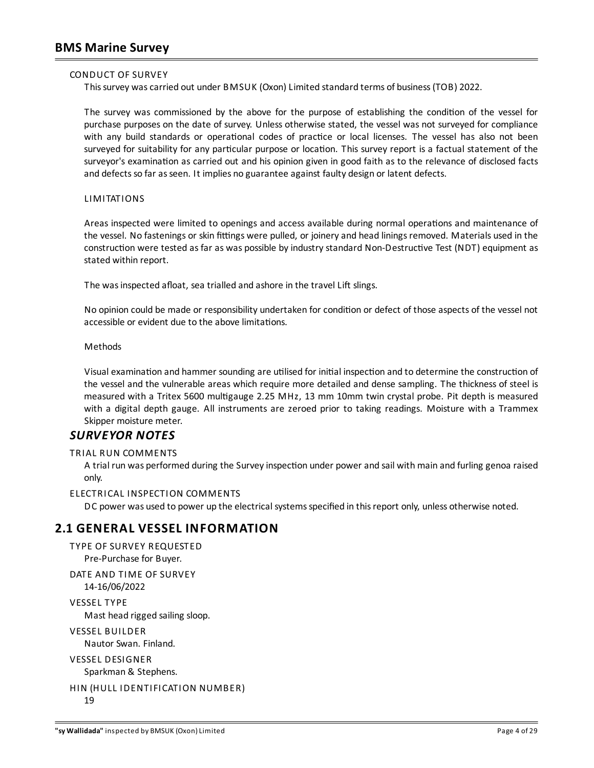CONDUCT OF SURVEY

This survey was carried out under BMSUK (Oxon) Limited standard terms of business (TOB) 2022.

The survey was commissioned by the above for the purpose of establishing the condition of the vessel for purchase purposes on the date of survey. Unless otherwise stated, the vessel was not surveyed for compliance with any build standards or operational codes of practice or local licenses. The vessel has also not been surveyed for suitability for any particular purpose or location. This survey report is a factual statement of the surveyor's examination as carried out and his opinion given in good faith as to the relevance of disclosed facts and defects so far as seen. It implies no guarantee against faulty design or latent defects.

LIMITATIONS

Areas inspected were limited to openings and access available during normal operations and maintenance of the vessel. No fastenings or skin fittings were pulled, or joinery and head linings removed. Materials used in the construction were tested as far as was possible by industry standard Non-Destructive Test (NDT) equipment as stated within report.

The was inspected afloat, sea trialled and ashore in the travel Lift slings.

No opinion could be made or responsibility undertaken for condition or defect of those aspects of the vessel not accessible or evident due to the above limitations.

Methods

Visual examination and hammer sounding are utilised for initial inspection and to determine the construction of the vessel and the vulnerable areas which require more detailed and dense sampling. The thickness of steel is measured with a Tritex 5600 multigauge 2.25 MHz, 13 mm 10mm twin crystal probe. Pit depth is measured with a digital depth gauge. All instruments are zeroed prior to taking readings. Moisture with a Trammex Skipper moisture meter.

## *SURVEYOR NOTES*

TRIAL RUN COMMENTS

A trial run was performed during the Survey inspection under power and sail with main and furling genoa raised only.

ELECTRICAL INSPECTION COMMENTS

DC power was used to power up the electrical systems specified in this report only, unless otherwise noted.

## 2.1 GENERAL VESSEL INFORMATION

TYPE OF SURVEY REQUESTED

Pre-Purchase for Buyer.

DATE AND TIME OF SURVEY

14-16/06/2022

VESSEL TYPE

Mast head rigged sailing sloop.

VESSEL BUILDER

Nautor Swan. Finland.

VESSEL DESIGNER

Sparkman & Stephens.

HIN (HULL IDENTIFICATION NUMBER)

19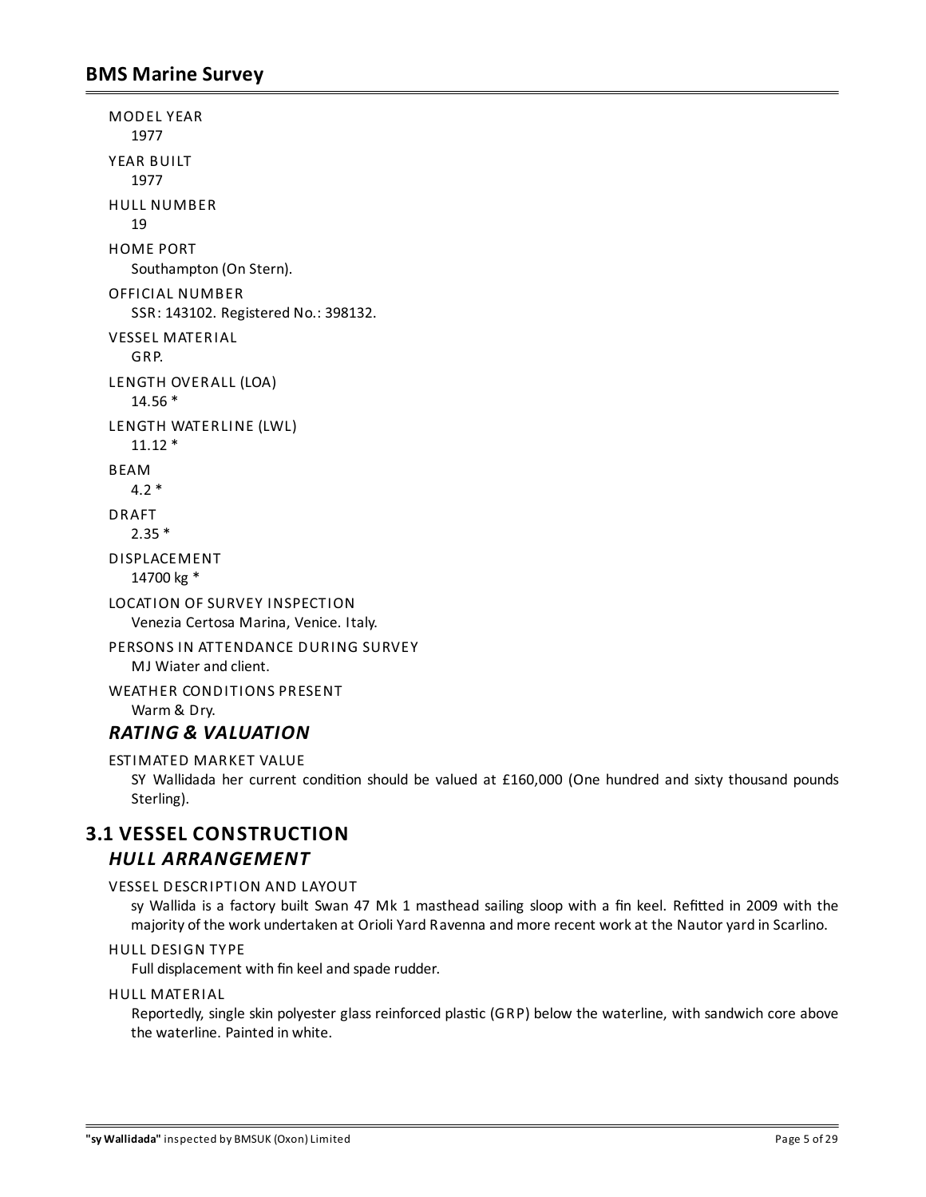MODEL YEAR
1977

YEAR BUILT
1977

HULL NUMBER
19

HOME PORT
Southampton (On Stern).

OFFICIAL NUMBER
SSR: 143102. Registered No.: 398132.

VESSEL MATERIAL
GRP.

LENGTH OVERALL (LOA)
14.56 *

LENGTH WATERLINE (LWL)
11.12 *

BEAM
4.2 *

DRAFT
2.35 *

DISPLACEMENT
14700 kg *

LOCATION OF SURVEY INSPECTION
Venezia Certosa Marina, Venice. Italy.

PERSONS IN ATTENDANCE DURING SURVEY
MJ Wiater and client.

WEATHER CONDITIONS PRESENT
Warm & Dry.

### *RATING & VALUATION*

ESTIMATED MARKET VALUE
SY Wallidada her current condition should be valued at £160,000 (One hundred and sixty thousand pounds Sterling).

## 3.1 VESSEL CONSTRUCTION

### *HULL ARRANGEMENT*

VESSEL DESCRIPTION AND LAYOUT
sy Wallida is a factory built Swan 47 Mk 1 masthead sailing sloop with a fin keel. Refitted in 2009 with the majority of the work undertaken at Orioli Yard Ravenna and more recent work at the Nautor yard in Scarlino.

HULL DESIGN TYPE
Full displacement with fin keel and spade rudder.

HULL MATERIAL
Reportedly, single skin polyester glass reinforced plastic (GRP) below the waterline, with sandwich core above the waterline. Painted in white.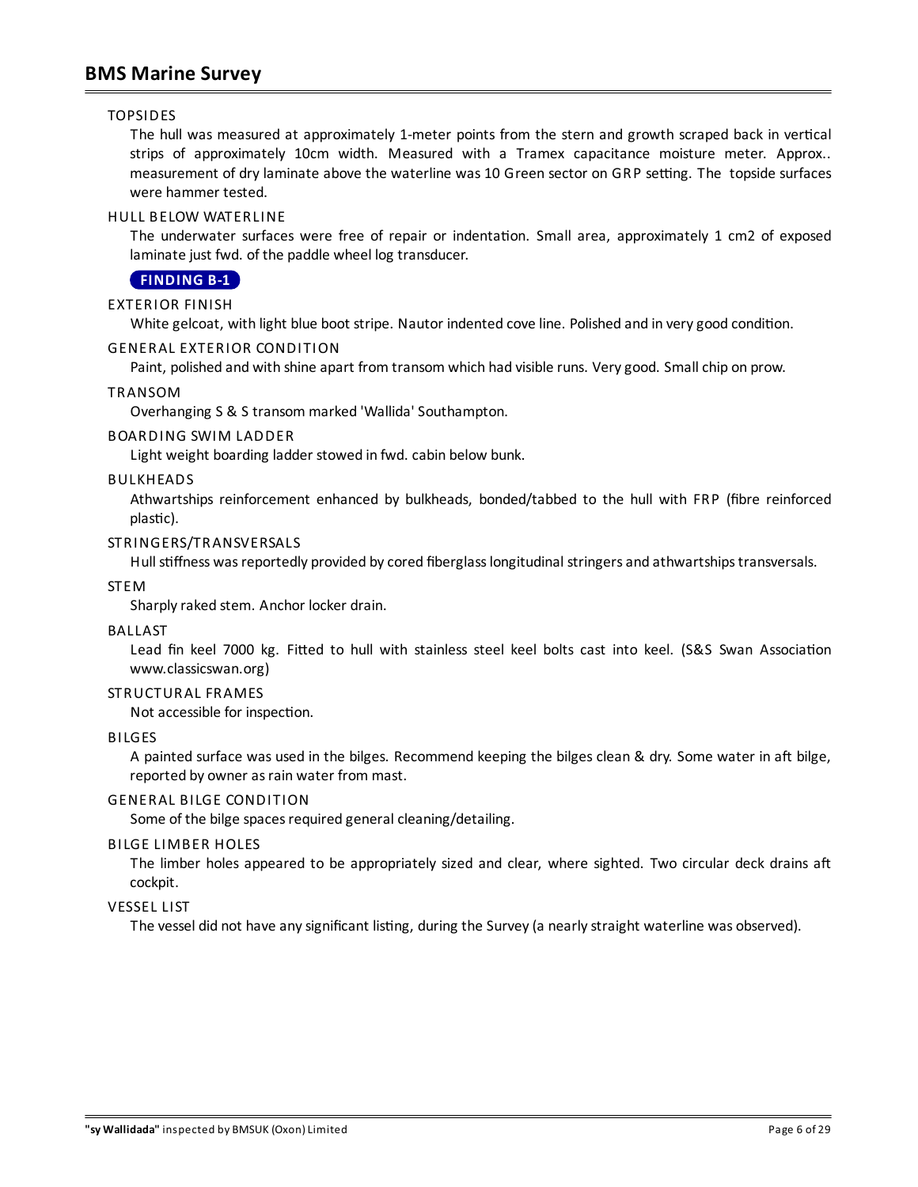### TOPSIDES

The hull was measured at approximately 1-meter points from the stern and growth scraped back in vertical strips of approximately 10cm width. Measured with a Tramex capacitance moisture meter. Approx.. measurement of dry laminate above the waterline was 10 Green sector on GRP setting. The topside surfaces were hammer tested.

### HULL BELOW WATERLINE

The underwater surfaces were free of repair or indentation. Small area, approximately 1 cm2 of exposed laminate just fwd. of the paddle wheel log transducer.

**FINDING B-1**

### EXTERIOR FINISH

White gelcoat, with light blue boot stripe. Nautor indented cove line. Polished and in very good condition.

### GENERAL EXTERIOR CONDITION

Paint, polished and with shine apart from transom which had visible runs. Very good. Small chip on prow.

### TRANSOM

Overhanging S & S transom marked 'Wallida' Southampton.

### BOARDING SWIM LADDER

Light weight boarding ladder stowed in fwd. cabin below bunk.

### BULKHEADS

Athwartships reinforcement enhanced by bulkheads, bonded/tabbed to the hull with FRP (fibre reinforced plastic).

### STRINGERS/TRANSVERSALS

Hull stiffness was reportedly provided by cored fiberglass longitudinal stringers and athwartships transversals.

### STEM

Sharply raked stem. Anchor locker drain.

### BALLAST

Lead fin keel 7000 kg. Fitted to hull with stainless steel keel bolts cast into keel. (S&S Swan Association www.classicswan.org)

### STRUCTURAL FRAMES

Not accessible for inspection.

### BILGES

A painted surface was used in the bilges. Recommend keeping the bilges clean & dry. Some water in aft bilge, reported by owner as rain water from mast.

### GENERAL BILGE CONDITION

Some of the bilge spaces required general cleaning/detailing.

### BILGE LIMBER HOLES

The limber holes appeared to be appropriately sized and clear, where sighted. Two circular deck drains aft cockpit.

### VESSEL LIST

The vessel did not have any significant listing, during the Survey (a nearly straight waterline was observed).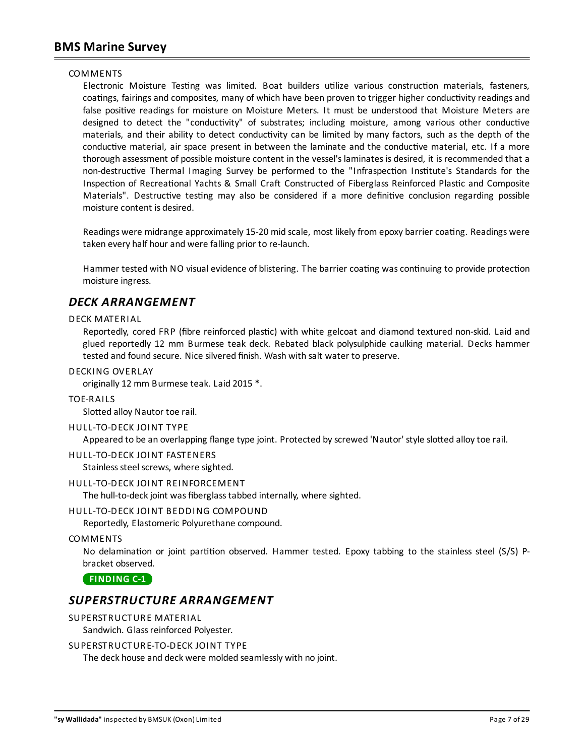COMMENTS

Electronic Moisture Testing was limited. Boat builders utilize various construction materials, fasteners, coatings, fairings and composites, many of which have been proven to trigger higher conductivity readings and false positive readings for moisture on Moisture Meters. It must be understood that Moisture Meters are designed to detect the "conductivity" of substrates; including moisture, among various other conductive materials, and their ability to detect conductivity can be limited by many factors, such as the depth of the conductive material, air space present in between the laminate and the conductive material, etc. If a more thorough assessment of possible moisture content in the vessel's laminates is desired, it is recommended that a non-destructive Thermal Imaging Survey be performed to the "Infraspection Institute's Standards for the Inspection of Recreational Yachts & Small Craft Constructed of Fiberglass Reinforced Plastic and Composite Materials". Destructive testing may also be considered if a more definitive conclusion regarding possible moisture content is desired.

Readings were midrange approximately 15-20 mid scale, most likely from epoxy barrier coating. Readings were taken every half hour and were falling prior to re-launch.

Hammer tested with NO visual evidence of blistering. The barrier coating was continuing to provide protection moisture ingress.

## DECK ARRANGEMENT

DECK MATERIAL

Reportedly, cored FRP (fibre reinforced plastic) with white gelcoat and diamond textured non-skid. Laid and glued reportedly 12 mm Burmese teak deck. Rebated black polysulphide caulking material. Decks hammer tested and found secure. Nice silvered finish. Wash with salt water to preserve.

DECKING OVERLAY

originally 12 mm Burmese teak. Laid 2015 *.

TOE-RAILS

Slotted alloy Nautor toe rail.

HULL-TO-DECK JOINT TYPE

Appeared to be an overlapping flange type joint. Protected by screwed 'Nautor' style slotted alloy toe rail.

HULL-TO-DECK JOINT FASTENERS

Stainless steel screws, where sighted.

HULL-TO-DECK JOINT REINFORCEMENT

The hull-to-deck joint was fiberglass tabbed internally, where sighted.

HULL-TO-DECK JOINT BEDDING COMPOUND

Reportedly, Elastomeric Polyurethane compound.

COMMENTS

No delamination or joint partition observed. Hammer tested. Epoxy tabbing to the stainless steel (S/S) P-bracket observed.

**FINDING C-1**

## SUPERSTRUCTURE ARRANGEMENT

SUPERSTRUCTURE MATERIAL

Sandwich. Glass reinforced Polyester.

SUPERSTRUCTURE-TO-DECK JOINT TYPE

The deck house and deck were molded seamlessly with no joint.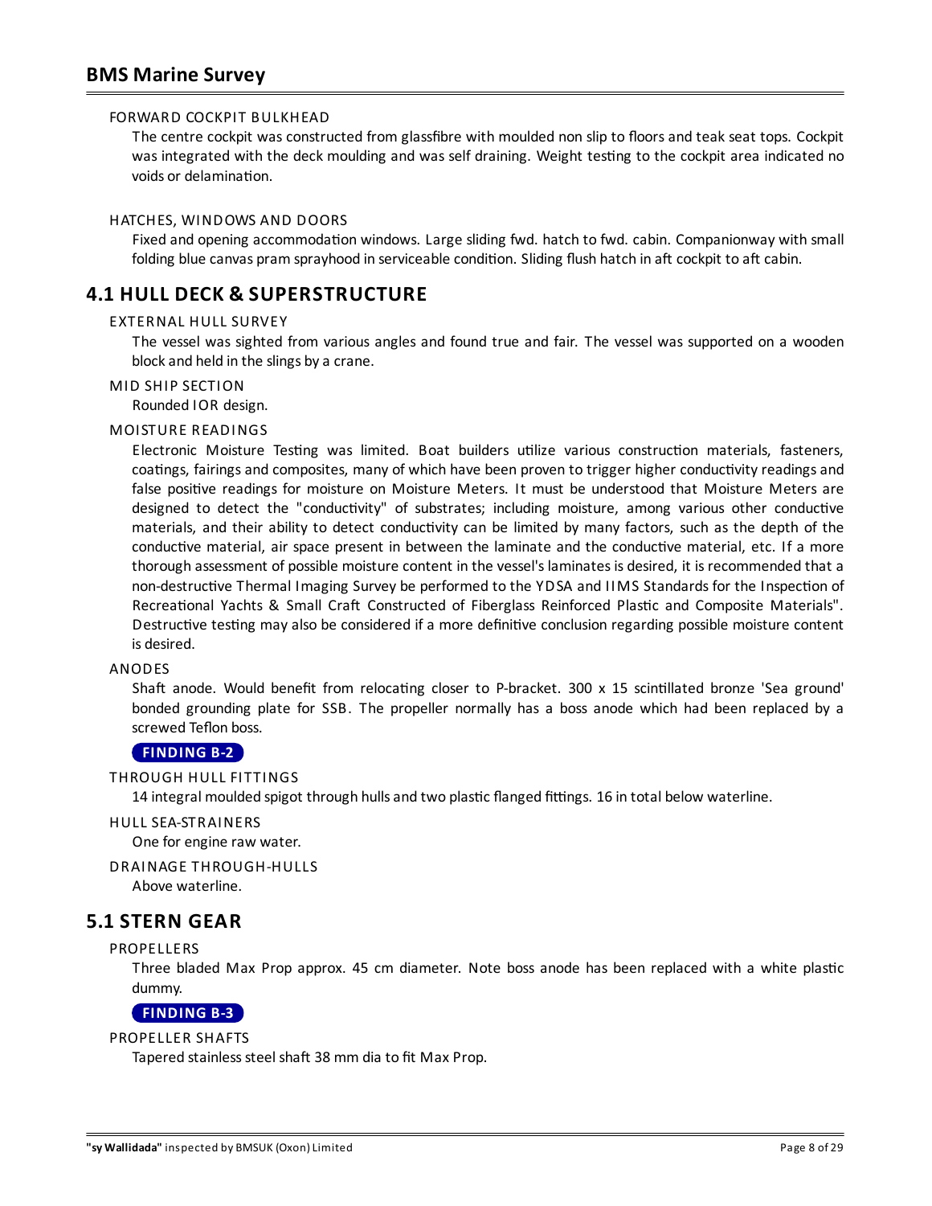#### FORWARD COCKPIT BULKHEAD

The centre cockpit was constructed from glassfibre with moulded non slip to floors and teak seat tops. Cockpit was integrated with the deck moulding and was self draining. Weight testing to the cockpit area indicated no voids or delamination.

#### HATCHES, WINDOWS AND DOORS

Fixed and opening accommodation windows. Large sliding fwd. hatch to fwd. cabin. Companionway with small folding blue canvas pram sprayhood in serviceable condition. Sliding flush hatch in aft cockpit to aft cabin.

## 4.1 HULL DECK & SUPERSTRUCTURE

#### EXTERNAL HULL SURVEY

The vessel was sighted from various angles and found true and fair. The vessel was supported on a wooden block and held in the slings by a crane.

#### MID SHIP SECTION

Rounded IOR design.

#### MOISTURE READINGS

Electronic Moisture Testing was limited. Boat builders utilize various construction materials, fasteners, coatings, fairings and composites, many of which have been proven to trigger higher conductivity readings and false positive readings for moisture on Moisture Meters. It must be understood that Moisture Meters are designed to detect the "conductivity" of substrates; including moisture, among various other conductive materials, and their ability to detect conductivity can be limited by many factors, such as the depth of the conductive material, air space present in between the laminate and the conductive material, etc. If a more thorough assessment of possible moisture content in the vessel's laminates is desired, it is recommended that a non-destructive Thermal Imaging Survey be performed to the YDSA and IIMS Standards for the Inspection of Recreational Yachts & Small Craft Constructed of Fiberglass Reinforced Plastic and Composite Materials". Destructive testing may also be considered if a more definitive conclusion regarding possible moisture content is desired.

#### ANODES

Shaft anode. Would benefit from relocating closer to P-bracket. 300 x 15 scintillated bronze 'Sea ground' bonded grounding plate for SSB. The propeller normally has a boss anode which had been replaced by a screwed Teflon boss.

**FINDING B-2**

#### THROUGH HULL FITTINGS

14 integral moulded spigot through hulls and two plastic flanged fittings. 16 in total below waterline.

#### HULL SEA-STRAINERS

One for engine raw water.

#### DRAINAGE THROUGH-HULLS

Above waterline.

## 5.1 STERN GEAR

#### PROPELLERS

Three bladed Max Prop approx. 45 cm diameter. Note boss anode has been replaced with a white plastic dummy.

**FINDING B-3**

#### PROPELLER SHAFTS

Tapered stainless steel shaft 38 mm dia to fit Max Prop.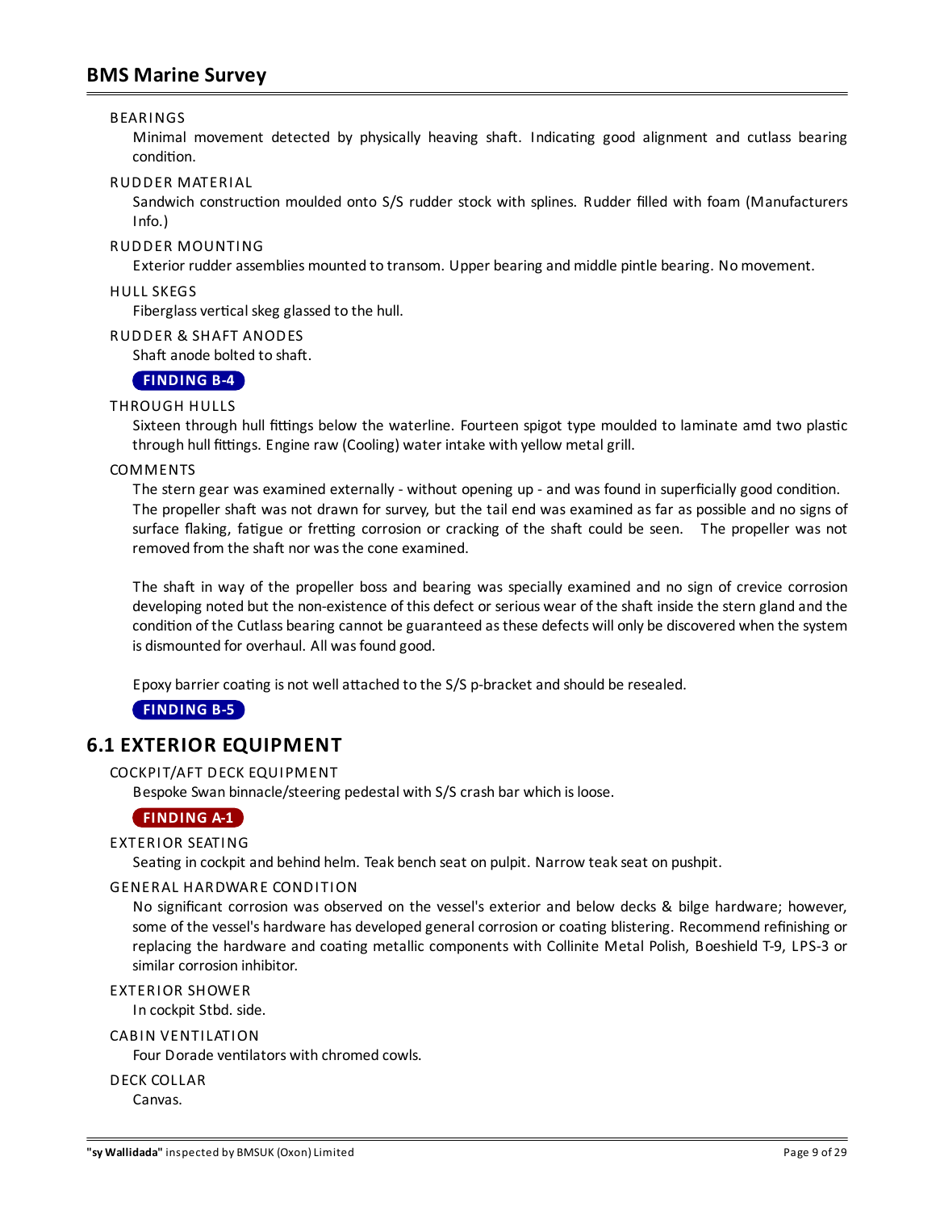BEARINGS

Minimal movement detected by physically heaving shaft. Indicating good alignment and cutlass bearing condition.

RUDDER MATERIAL

Sandwich construction moulded onto S/S rudder stock with splines. Rudder filled with foam (Manufacturers Info.)

RUDDER MOUNTING

Exterior rudder assemblies mounted to transom. Upper bearing and middle pintle bearing. No movement.

HULL SKEGS

Fiberglass vertical skeg glassed to the hull.

RUDDER & SHAFT ANODES

Shaft anode bolted to shaft.

**FINDING B-4**

THROUGH HULLS

Sixteen through hull fittings below the waterline. Fourteen spigot type moulded to laminate amd two plastic through hull fittings. Engine raw (Cooling) water intake with yellow metal grill.

COMMENTS

The stern gear was examined externally - without opening up - and was found in superficially good condition. The propeller shaft was not drawn for survey, but the tail end was examined as far as possible and no signs of surface flaking, fatigue or fretting corrosion or cracking of the shaft could be seen. The propeller was not removed from the shaft nor was the cone examined.

The shaft in way of the propeller boss and bearing was specially examined and no sign of crevice corrosion developing noted but the non-existence of this defect or serious wear of the shaft inside the stern gland and the condition of the Cutlass bearing cannot be guaranteed as these defects will only be discovered when the system is dismounted for overhaul. All was found good.

Epoxy barrier coating is not well attached to the S/S p-bracket and should be resealed.

**FINDING B-5**

## 6.1 EXTERIOR EQUIPMENT

COCKPIT/AFT DECK EQUIPMENT

Bespoke Swan binnacle/steering pedestal with S/S crash bar which is loose.

**FINDING A-1**

EXTERIOR SEATING

Seating in cockpit and behind helm. Teak bench seat on pulpit. Narrow teak seat on pushpit.

GENERAL HARDWARE CONDITION

No significant corrosion was observed on the vessel's exterior and below decks & bilge hardware; however, some of the vessel's hardware has developed general corrosion or coating blistering. Recommend refinishing or replacing the hardware and coating metallic components with Collinite Metal Polish, Boeshield T-9, LPS-3 or similar corrosion inhibitor.

EXTERIOR SHOWER

In cockpit Stbd. side.

CABIN VENTILATION

Four Dorade ventilators with chromed cowls.

DECK COLLAR

Canvas.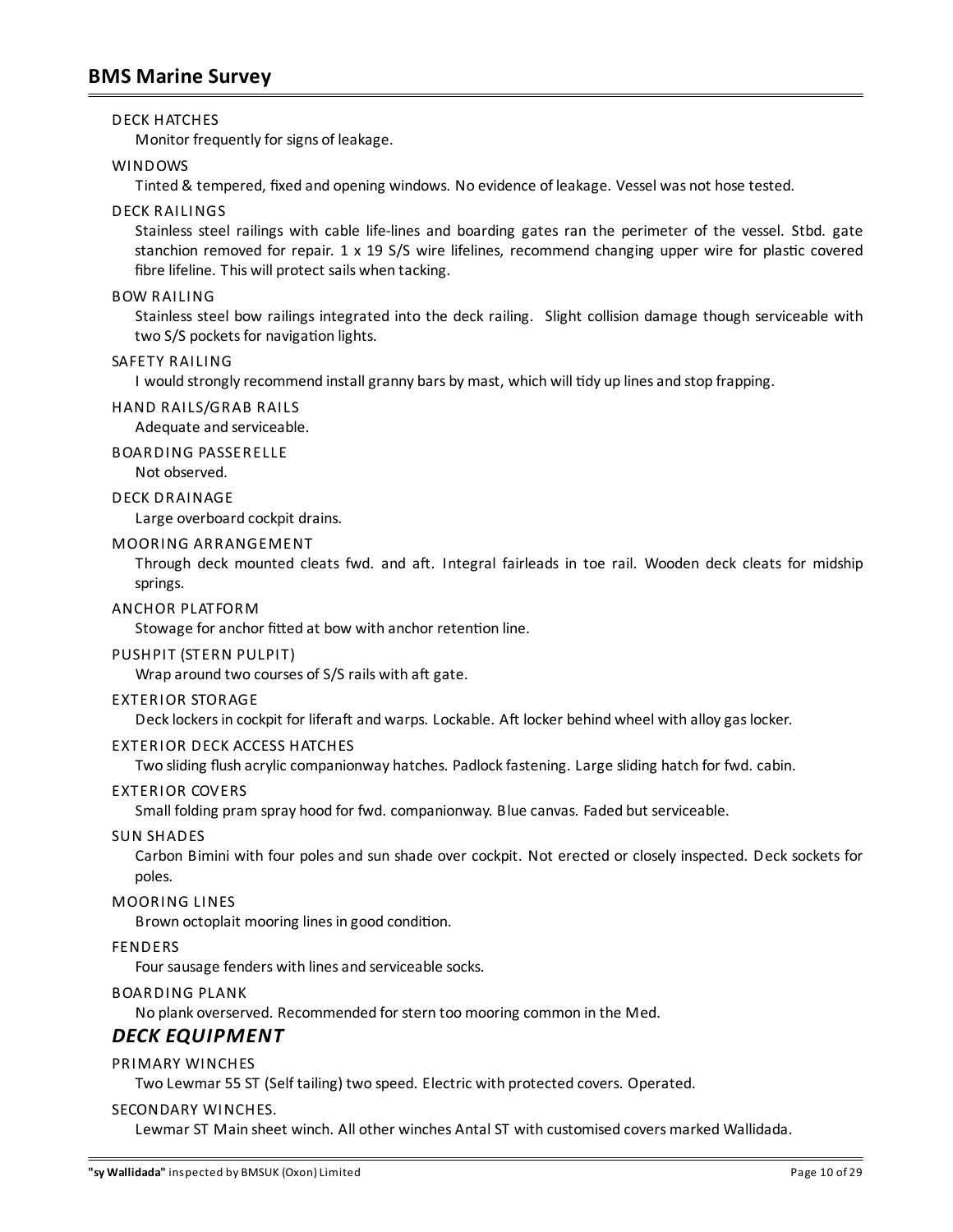DECK HATCHES

Monitor frequently for signs of leakage.

WINDOWS

Tinted & tempered, fixed and opening windows. No evidence of leakage. Vessel was not hose tested.

DECK RAILINGS

Stainless steel railings with cable life-lines and boarding gates ran the perimeter of the vessel. Stbd. gate stanchion removed for repair. 1 x 19 S/S wire lifelines, recommend changing upper wire for plastic covered fibre lifeline. This will protect sails when tacking.

BOW RAILING

Stainless steel bow railings integrated into the deck railing. Slight collision damage though serviceable with two S/S pockets for navigation lights.

SAFETY RAILING

I would strongly recommend install granny bars by mast, which will tidy up lines and stop frapping.

HAND RAILS/GRAB RAILS

Adequate and serviceable.

BOARDING PASSERELLE

Not observed.

DECK DRAINAGE

Large overboard cockpit drains.

MOORING ARRANGEMENT

Through deck mounted cleats fwd. and aft. Integral fairleads in toe rail. Wooden deck cleats for midship springs.

ANCHOR PLATFORM

Stowage for anchor fitted at bow with anchor retention line.

PUSHPIT (STERN PULPIT)

Wrap around two courses of S/S rails with aft gate.

EXTERIOR STORAGE

Deck lockers in cockpit for liferaft and warps. Lockable. Aft locker behind wheel with alloy gas locker.

EXTERIOR DECK ACCESS HATCHES

Two sliding flush acrylic companionway hatches. Padlock fastening. Large sliding hatch for fwd. cabin.

EXTERIOR COVERS

Small folding pram spray hood for fwd. companionway. Blue canvas. Faded but serviceable.

SUN SHADES

Carbon Bimini with four poles and sun shade over cockpit. Not erected or closely inspected. Deck sockets for poles.

MOORING LINES

Brown octoplait mooring lines in good condition.

FENDERS

Four sausage fenders with lines and serviceable socks.

BOARDING PLANK

No plank overserved. Recommended for stern too mooring common in the Med.

## *DECK EQUIPMENT*

PRIMARY WINCHES

Two Lewmar 55 ST (Self tailing) two speed. Electric with protected covers. Operated.

SECONDARY WINCHES.

Lewmar ST Main sheet winch. All other winches Antal ST with customised covers marked Wallidada.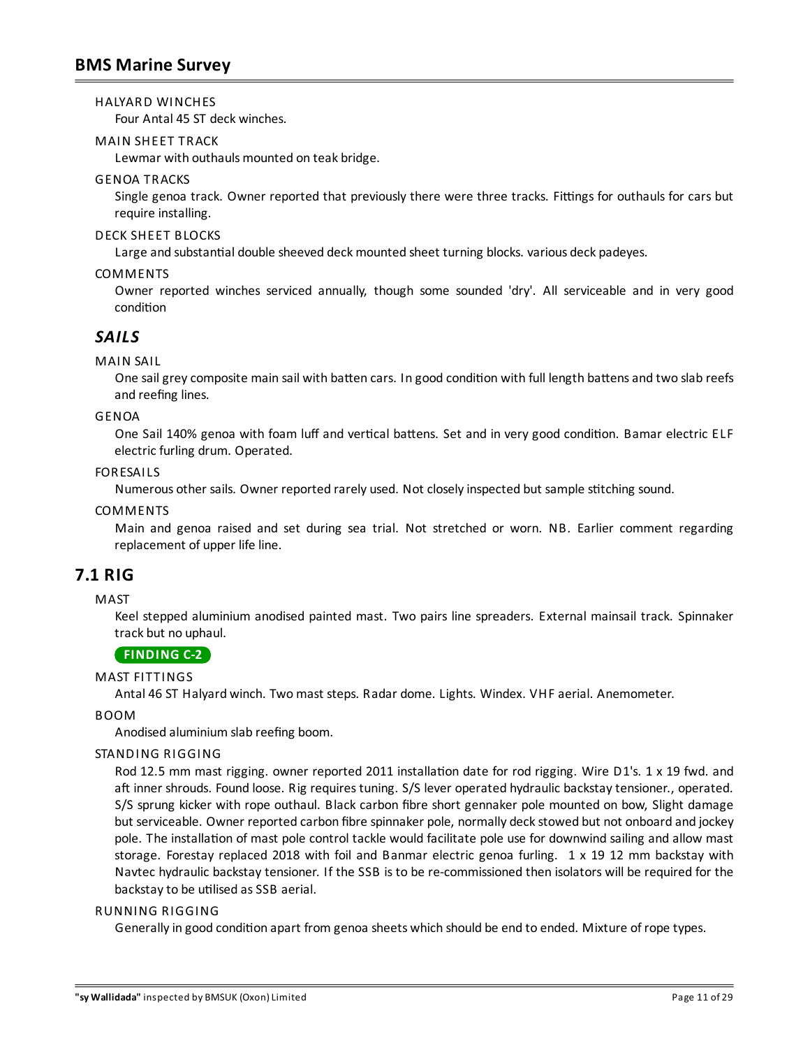HALYARD WINCHES

Four Antal 45 ST deck winches.

MAIN SHEET TRACK

Lewmar with outhauls mounted on teak bridge.

GENOA TRACKS

Single genoa track. Owner reported that previously there were three tracks. Fittings for outhauls for cars but require installing.

DECK SHEET BLOCKS

Large and substantial double sheeved deck mounted sheet turning blocks. various deck padeyes.

COMMENTS

Owner reported winches serviced annually, though some sounded 'dry'. All serviceable and in very good condition

## *SAILS*

MAIN SAIL

One sail grey composite main sail with batten cars. In good condition with full length battens and two slab reefs and reefing lines.

GENOA

One Sail 140% genoa with foam luff and vertical battens. Set and in very good condition. Bamar electric ELF electric furling drum. Operated.

FORESAILS

Numerous other sails. Owner reported rarely used. Not closely inspected but sample stitching sound.

COMMENTS

Main and genoa raised and set during sea trial. Not stretched or worn. NB. Earlier comment regarding replacement of upper life line.

## 7.1 RIG

MAST

Keel stepped aluminium anodised painted mast. Two pairs line spreaders. External mainsail track. Spinnaker track but no uphaul.

**FINDING C-2**

MAST FITTINGS

Antal 46 ST Halyard winch. Two mast steps. Radar dome. Lights. Windex. VHF aerial. Anemometer.

BOOM

Anodised aluminium slab reefing boom.

STANDING RIGGING

Rod 12.5 mm mast rigging. owner reported 2011 installation date for rod rigging. Wire D1's. 1 x 19 fwd. and aft inner shrouds. Found loose. Rig requires tuning. S/S lever operated hydraulic backstay tensioner., operated. S/S sprung kicker with rope outhaul. Black carbon fibre short gennaker pole mounted on bow, Slight damage but serviceable. Owner reported carbon fibre spinnaker pole, normally deck stowed but not onboard and jockey pole. The installation of mast pole control tackle would facilitate pole use for downwind sailing and allow mast storage. Forestay replaced 2018 with foil and Banmar electric genoa furling. 1 x 19 12 mm backstay with Navtec hydraulic backstay tensioner. If the SSB is to be re-commissioned then isolators will be required for the backstay to be utilised as SSB aerial.

RUNNING RIGGING

Generally in good condition apart from genoa sheets which should be end to ended. Mixture of rope types.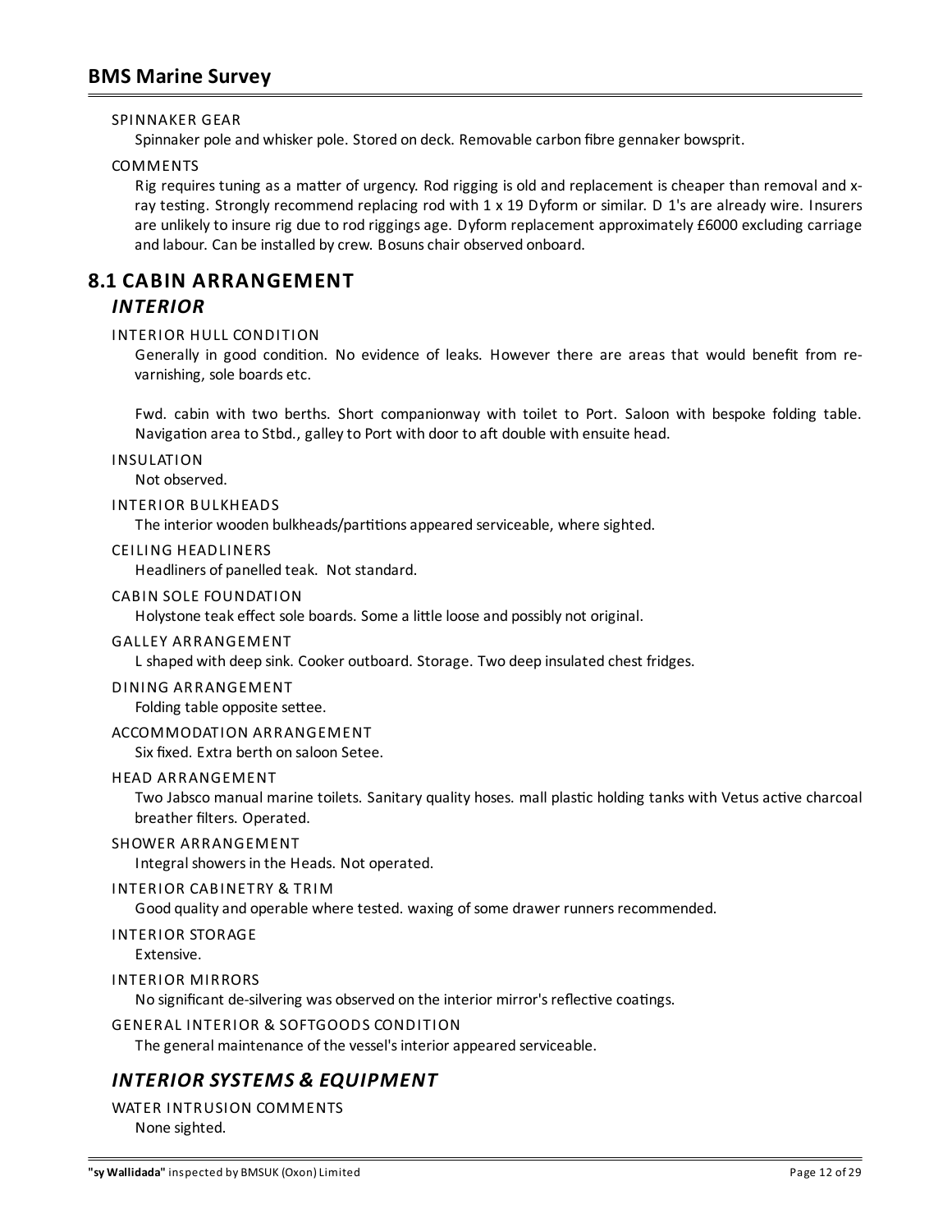SPINNAKER GEAR

Spinnaker pole and whisker pole. Stored on deck. Removable carbon fibre gennaker bowsprit.

COMMENTS

Rig requires tuning as a matter of urgency. Rod rigging is old and replacement is cheaper than removal and x-ray testing. Strongly recommend replacing rod with 1 x 19 Dyform or similar. D 1's are already wire. Insurers are unlikely to insure rig due to rod riggings age. Dyform replacement approximately £6000 excluding carriage and labour. Can be installed by crew. Bosuns chair observed onboard.

## 8.1 CABIN ARRANGEMENT

### *INTERIOR*

INTERIOR HULL CONDITION

Generally in good condition. No evidence of leaks. However there are areas that would benefit from re-varnishing, sole boards etc.

Fwd. cabin with two berths. Short companionway with toilet to Port. Saloon with bespoke folding table. Navigation area to Stbd., galley to Port with door to aft double with ensuite head.

INSULATION

Not observed.

INTERIOR BULKHEADS

The interior wooden bulkheads/partitions appeared serviceable, where sighted.

CEILING HEADLINERS

Headliners of panelled teak. Not standard.

CABIN SOLE FOUNDATION

Holystone teak effect sole boards. Some a little loose and possibly not original.

GALLEY ARRANGEMENT

L shaped with deep sink. Cooker outboard. Storage. Two deep insulated chest fridges.

DINING ARRANGEMENT

Folding table opposite settee.

ACCOMMODATION ARRANGEMENT

Six fixed. Extra berth on saloon Setee.

HEAD ARRANGEMENT

Two Jabsco manual marine toilets. Sanitary quality hoses. mall plastic holding tanks with Vetus active charcoal breather filters. Operated.

SHOWER ARRANGEMENT

Integral showers in the Heads. Not operated.

INTERIOR CABINETRY & TRIM

Good quality and operable where tested. waxing of some drawer runners recommended.

INTERIOR STORAGE

Extensive.

INTERIOR MIRRORS

No significant de-silvering was observed on the interior mirror's reflective coatings.

GENERAL INTERIOR & SOFTGOODS CONDITION

The general maintenance of the vessel's interior appeared serviceable.

### *INTERIOR SYSTEMS & EQUIPMENT*

WATER INTRUSION COMMENTS

None sighted.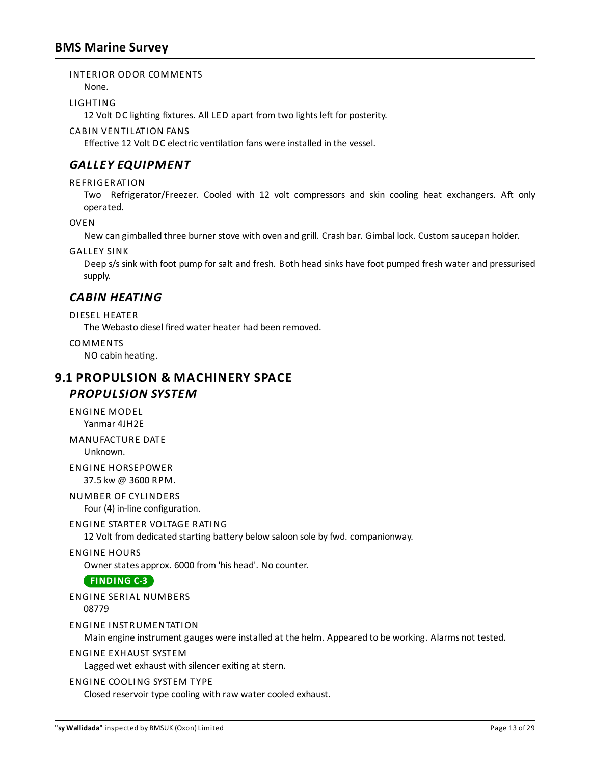INTERIOR ODOR COMMENTS

None.

LIGHTING

12 Volt DC lighting fixtures. All LED apart from two lights left for posterity.

CABIN VENTILATION FANS

Effective 12 Volt DC electric ventilation fans were installed in the vessel.

### *GALLEY EQUIPMENT*

REFRIGERATION

Two Refrigerator/Freezer. Cooled with 12 volt compressors and skin cooling heat exchangers. Aft only operated.

OVEN

New can gimballed three burner stove with oven and grill. Crash bar. Gimbal lock. Custom saucepan holder.

GALLEY SINK

Deep s/s sink with foot pump for salt and fresh. Both head sinks have foot pumped fresh water and pressurised supply.

### *CABIN HEATING*

DIESEL HEATER

The Webasto diesel fired water heater had been removed.

COMMENTS

NO cabin heating.

## 9.1 PROPULSION & MACHINERY SPACE

### *PROPULSION SYSTEM*

ENGINE MODEL

Yanmar 4JH2E

MANUFACTURE DATE

Unknown.

ENGINE HORSEPOWER

37.5 kw @ 3600 RPM.

NUMBER OF CYLINDERS

Four (4) in-line configuration.

ENGINE STARTER VOLTAGE RATING

12 Volt from dedicated starting battery below saloon sole by fwd. companionway.

ENGINE HOURS

Owner states approx. 6000 from 'his head'. No counter.

**FINDING C-3**

ENGINE SERIAL NUMBERS

08779

ENGINE INSTRUMENTATION

Main engine instrument gauges were installed at the helm. Appeared to be working. Alarms not tested.

ENGINE EXHAUST SYSTEM

Lagged wet exhaust with silencer exiting at stern.

ENGINE COOLING SYSTEM TYPE

Closed reservoir type cooling with raw water cooled exhaust.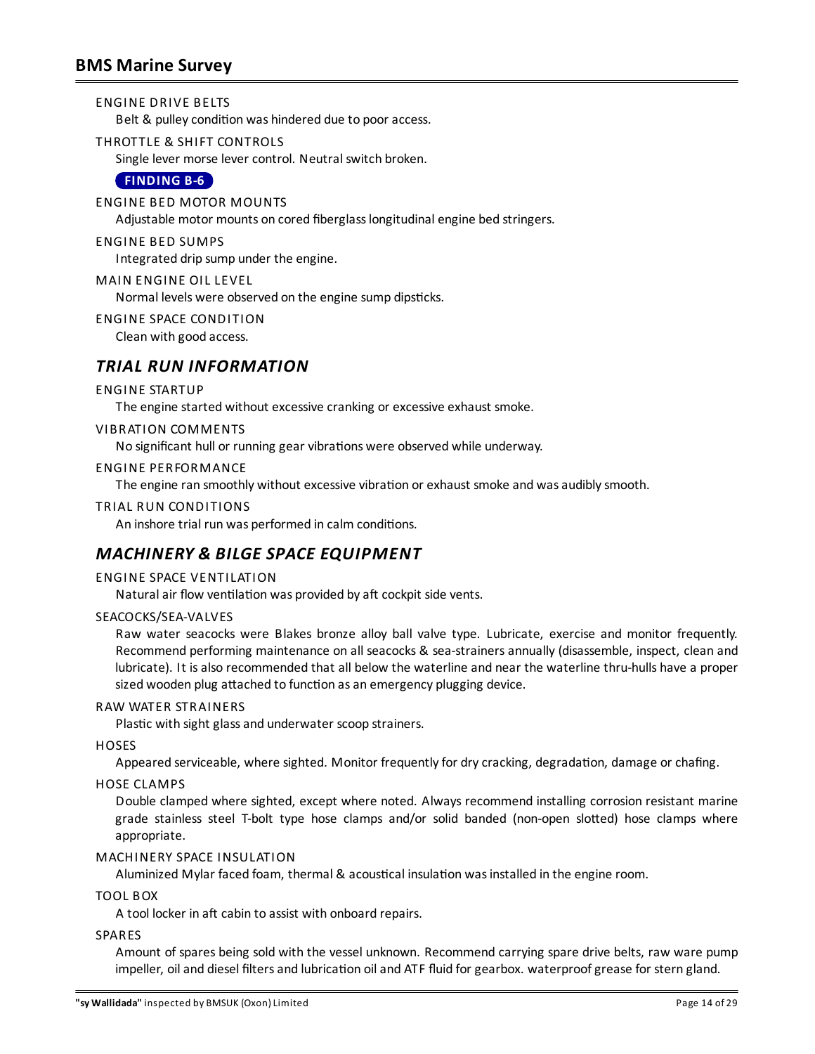ENGINE DRIVE BELTS

Belt & pulley condition was hindered due to poor access.

THROTTLE & SHIFT CONTROLS

Single lever morse lever control. Neutral switch broken.

**FINDING B-6**

ENGINE BED MOTOR MOUNTS

Adjustable motor mounts on cored fiberglass longitudinal engine bed stringers.

ENGINE BED SUMPS

Integrated drip sump under the engine.

MAIN ENGINE OIL LEVEL

Normal levels were observed on the engine sump dipsticks.

ENGINE SPACE CONDITION

Clean with good access.

## *TRIAL RUN INFORMATION*

ENGINE STARTUP

The engine started without excessive cranking or excessive exhaust smoke.

VIBRATION COMMENTS

No significant hull or running gear vibrations were observed while underway.

ENGINE PERFORMANCE

The engine ran smoothly without excessive vibration or exhaust smoke and was audibly smooth.

TRIAL RUN CONDITIONS

An inshore trial run was performed in calm conditions.

## *MACHINERY & BILGE SPACE EQUIPMENT*

ENGINE SPACE VENTILATION

Natural air flow ventilation was provided by aft cockpit side vents.

SEACOCKS/SEA-VALVES

Raw water seacocks were Blakes bronze alloy ball valve type. Lubricate, exercise and monitor frequently. Recommend performing maintenance on all seacocks & sea-strainers annually (disassemble, inspect, clean and lubricate). It is also recommended that all below the waterline and near the waterline thru-hulls have a proper sized wooden plug attached to function as an emergency plugging device.

RAW WATER STRAINERS

Plastic with sight glass and underwater scoop strainers.

HOSES

Appeared serviceable, where sighted. Monitor frequently for dry cracking, degradation, damage or chafing.

HOSE CLAMPS

Double clamped where sighted, except where noted. Always recommend installing corrosion resistant marine grade stainless steel T-bolt type hose clamps and/or solid banded (non-open slotted) hose clamps where appropriate.

MACHINERY SPACE INSULATION

Aluminized Mylar faced foam, thermal & acoustical insulation was installed in the engine room.

TOOL BOX

A tool locker in aft cabin to assist with onboard repairs.

SPARES

Amount of spares being sold with the vessel unknown. Recommend carrying spare drive belts, raw ware pump impeller, oil and diesel filters and lubrication oil and ATF fluid for gearbox. waterproof grease for stern gland.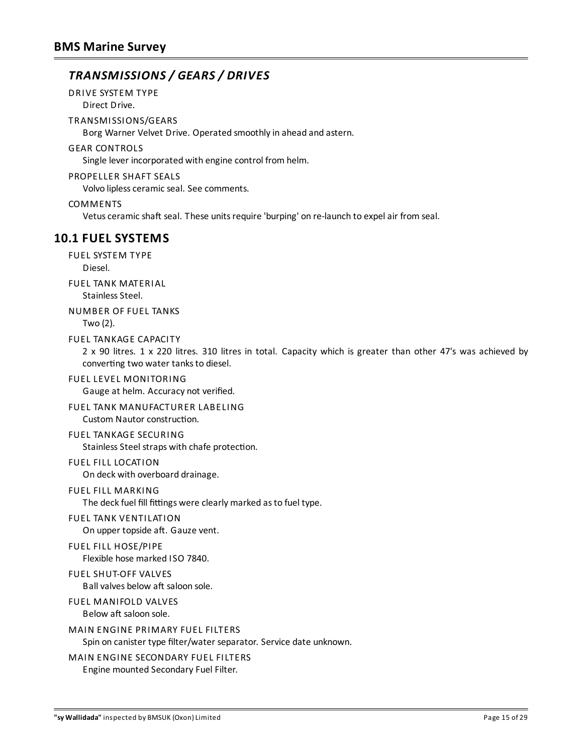## *TRANSMISSIONS / GEARS / DRIVES*

DRIVE SYSTEM TYPE
Direct Drive.

TRANSMISSIONS/GEARS
Borg Warner Velvet Drive. Operated smoothly in ahead and astern.

GEAR CONTROLS
Single lever incorporated with engine control from helm.

PROPELLER SHAFT SEALS
Volvo lipless ceramic seal. See comments.

COMMENTS
Vetus ceramic shaft seal. These units require 'burping' on re-launch to expel air from seal.

## 10.1 FUEL SYSTEMS

FUEL SYSTEM TYPE
Diesel.

FUEL TANK MATERIAL
Stainless Steel.

NUMBER OF FUEL TANKS
Two (2).

FUEL TANKAGE CAPACITY
2 x 90 litres. 1 x 220 litres. 310 litres in total. Capacity which is greater than other 47's was achieved by converting two water tanks to diesel.

FUEL LEVEL MONITORING
Gauge at helm. Accuracy not verified.

FUEL TANK MANUFACTURER LABELING
Custom Nautor construction.

FUEL TANKAGE SECURING
Stainless Steel straps with chafe protection.

FUEL FILL LOCATION
On deck with overboard drainage.

FUEL FILL MARKING
The deck fuel fill fittings were clearly marked as to fuel type.

FUEL TANK VENTILATION
On upper topside aft. Gauze vent.

FUEL FILL HOSE/PIPE
Flexible hose marked ISO 7840.

FUEL SHUT-OFF VALVES
Ball valves below aft saloon sole.

FUEL MANIFOLD VALVES
Below aft saloon sole.

MAIN ENGINE PRIMARY FUEL FILTERS
Spin on canister type filter/water separator. Service date unknown.

MAIN ENGINE SECONDARY FUEL FILTERS
Engine mounted Secondary Fuel Filter.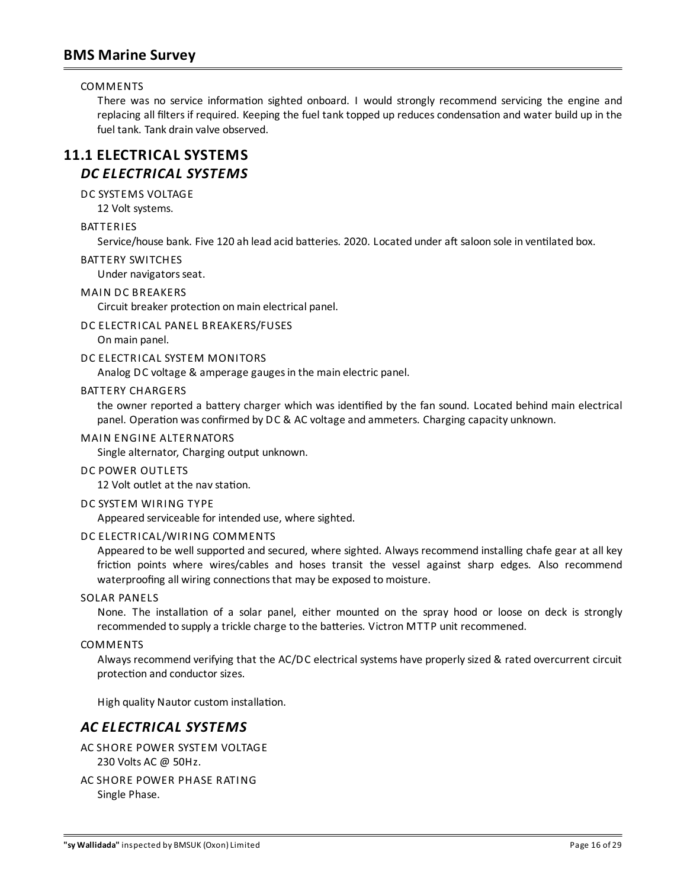COMMENTS

There was no service information sighted onboard. I would strongly recommend servicing the engine and replacing all filters if required. Keeping the fuel tank topped up reduces condensation and water build up in the fuel tank. Tank drain valve observed.

## 11.1 ELECTRICAL SYSTEMS

### *DC ELECTRICAL SYSTEMS*

DC SYSTEMS VOLTAGE

12 Volt systems.

BATTERIES

Service/house bank. Five 120 ah lead acid batteries. 2020. Located under aft saloon sole in ventilated box.

BATTERY SWITCHES

Under navigators seat.

MAIN DC BREAKERS

Circuit breaker protection on main electrical panel.

DC ELECTRICAL PANEL BREAKERS/FUSES

On main panel.

DC ELECTRICAL SYSTEM MONITORS

Analog DC voltage & amperage gauges in the main electric panel.

BATTERY CHARGERS

the owner reported a battery charger which was identified by the fan sound. Located behind main electrical panel. Operation was confirmed by DC & AC voltage and ammeters. Charging capacity unknown.

MAIN ENGINE ALTERNATORS

Single alternator, Charging output unknown.

DC POWER OUTLETS

12 Volt outlet at the nav station.

DC SYSTEM WIRING TYPE

Appeared serviceable for intended use, where sighted.

DC ELECTRICAL/WIRING COMMENTS

Appeared to be well supported and secured, where sighted. Always recommend installing chafe gear at all key friction points where wires/cables and hoses transit the vessel against sharp edges. Also recommend waterproofing all wiring connections that may be exposed to moisture.

SOLAR PANELS

None. The installation of a solar panel, either mounted on the spray hood or loose on deck is strongly recommended to supply a trickle charge to the batteries. Victron MTTP unit recommened.

COMMENTS

Always recommend verifying that the AC/DC electrical systems have properly sized & rated overcurrent circuit protection and conductor sizes.

High quality Nautor custom installation.

### *AC ELECTRICAL SYSTEMS*

AC SHORE POWER SYSTEM VOLTAGE

230 Volts AC @ 50Hz.

AC SHORE POWER PHASE RATING

Single Phase.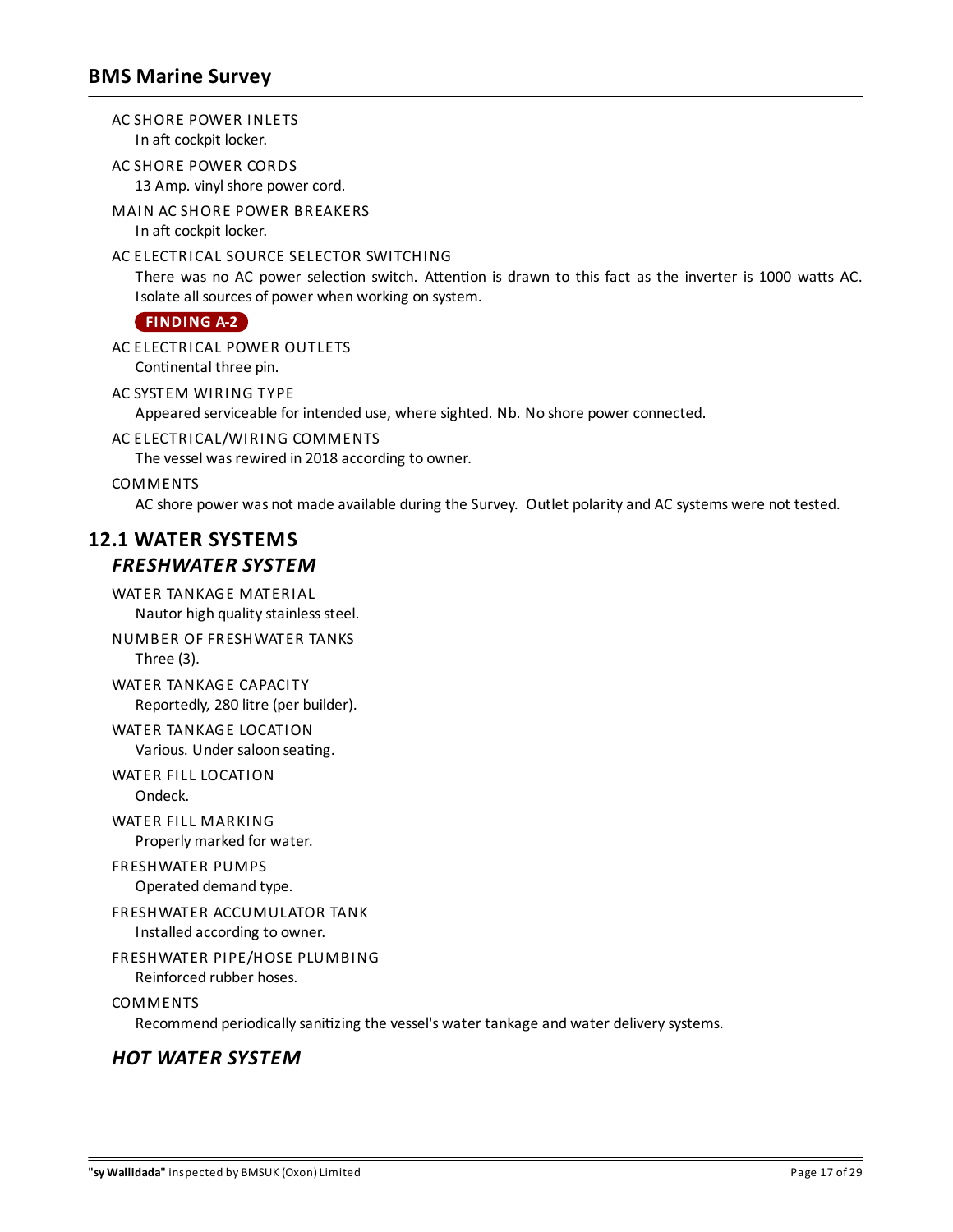AC SHORE POWER INLETS
In aft cockpit locker.

AC SHORE POWER CORDS
13 Amp. vinyl shore power cord.

MAIN AC SHORE POWER BREAKERS
In aft cockpit locker.

AC ELECTRICAL SOURCE SELECTOR SWITCHING
There was no AC power selection switch. Attention is drawn to this fact as the inverter is 1000 watts AC. Isolate all sources of power when working on system.

**FINDING A-2**

AC ELECTRICAL POWER OUTLETS
Continental three pin.

AC SYSTEM WIRING TYPE
Appeared serviceable for intended use, where sighted. Nb. No shore power connected.

AC ELECTRICAL/WIRING COMMENTS
The vessel was rewired in 2018 according to owner.

COMMENTS
AC shore power was not made available during the Survey. Outlet polarity and AC systems were not tested.

## 12.1 WATER SYSTEMS

### *FRESHWATER SYSTEM*

WATER TANKAGE MATERIAL
Nautor high quality stainless steel.

NUMBER OF FRESHWATER TANKS
Three (3).

WATER TANKAGE CAPACITY
Reportedly, 280 litre (per builder).

WATER TANKAGE LOCATION
Various. Under saloon seating.

WATER FILL LOCATION
Ondeck.

WATER FILL MARKING
Properly marked for water.

FRESHWATER PUMPS
Operated demand type.

FRESHWATER ACCUMULATOR TANK
Installed according to owner.

FRESHWATER PIPE/HOSE PLUMBING
Reinforced rubber hoses.

COMMENTS
Recommend periodically sanitizing the vessel's water tankage and water delivery systems.

### *HOT WATER SYSTEM*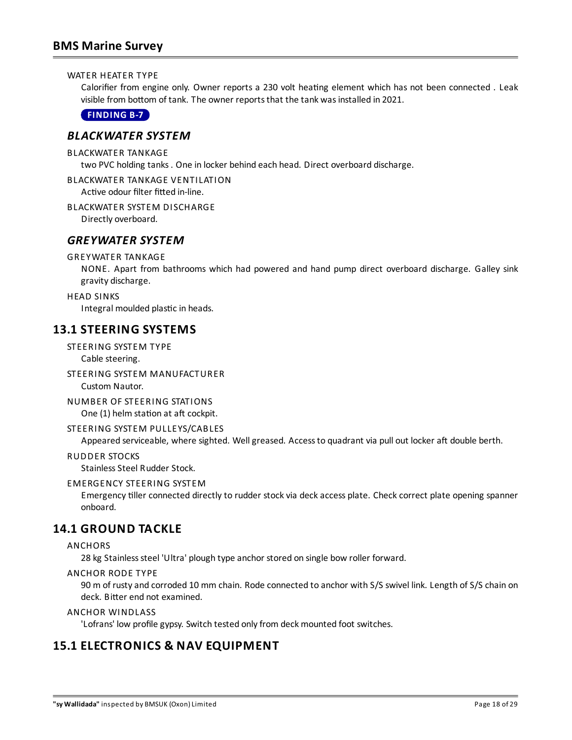WATER HEATER TYPE

Calorifier from engine only. Owner reports a 230 volt heating element which has not been connected . Leak visible from bottom of tank. The owner reports that the tank was installed in 2021.

**FINDING B-7**

### *BLACKWATER SYSTEM*

BLACKWATER TANKAGE

two PVC holding tanks . One in locker behind each head. Direct overboard discharge.

BLACKWATER TANKAGE VENTILATION

Active odour filter fitted in-line.

BLACKWATER SYSTEM DISCHARGE

Directly overboard.

### *GREYWATER SYSTEM*

GREYWATER TANKAGE

NONE. Apart from bathrooms which had powered and hand pump direct overboard discharge. Galley sink gravity discharge.

HEAD SINKS

Integral moulded plastic in heads.

## 13.1 STEERING SYSTEMS

STEERING SYSTEM TYPE

Cable steering.

STEERING SYSTEM MANUFACTURER

Custom Nautor.

NUMBER OF STEERING STATIONS

One (1) helm station at aft cockpit.

STEERING SYSTEM PULLEYS/CABLES

Appeared serviceable, where sighted. Well greased. Access to quadrant via pull out locker aft double berth.

RUDDER STOCKS

Stainless Steel Rudder Stock.

EMERGENCY STEERING SYSTEM

Emergency tiller connected directly to rudder stock via deck access plate. Check correct plate opening spanner onboard.

## 14.1 GROUND TACKLE

ANCHORS

28 kg Stainless steel 'Ultra' plough type anchor stored on single bow roller forward.

ANCHOR RODE TYPE

90 m of rusty and corroded 10 mm chain. Rode connected to anchor with S/S swivel link. Length of S/S chain on deck. Bitter end not examined.

ANCHOR WINDLASS

'Lofrans' low profile gypsy. Switch tested only from deck mounted foot switches.

## 15.1 ELECTRONICS & NAV EQUIPMENT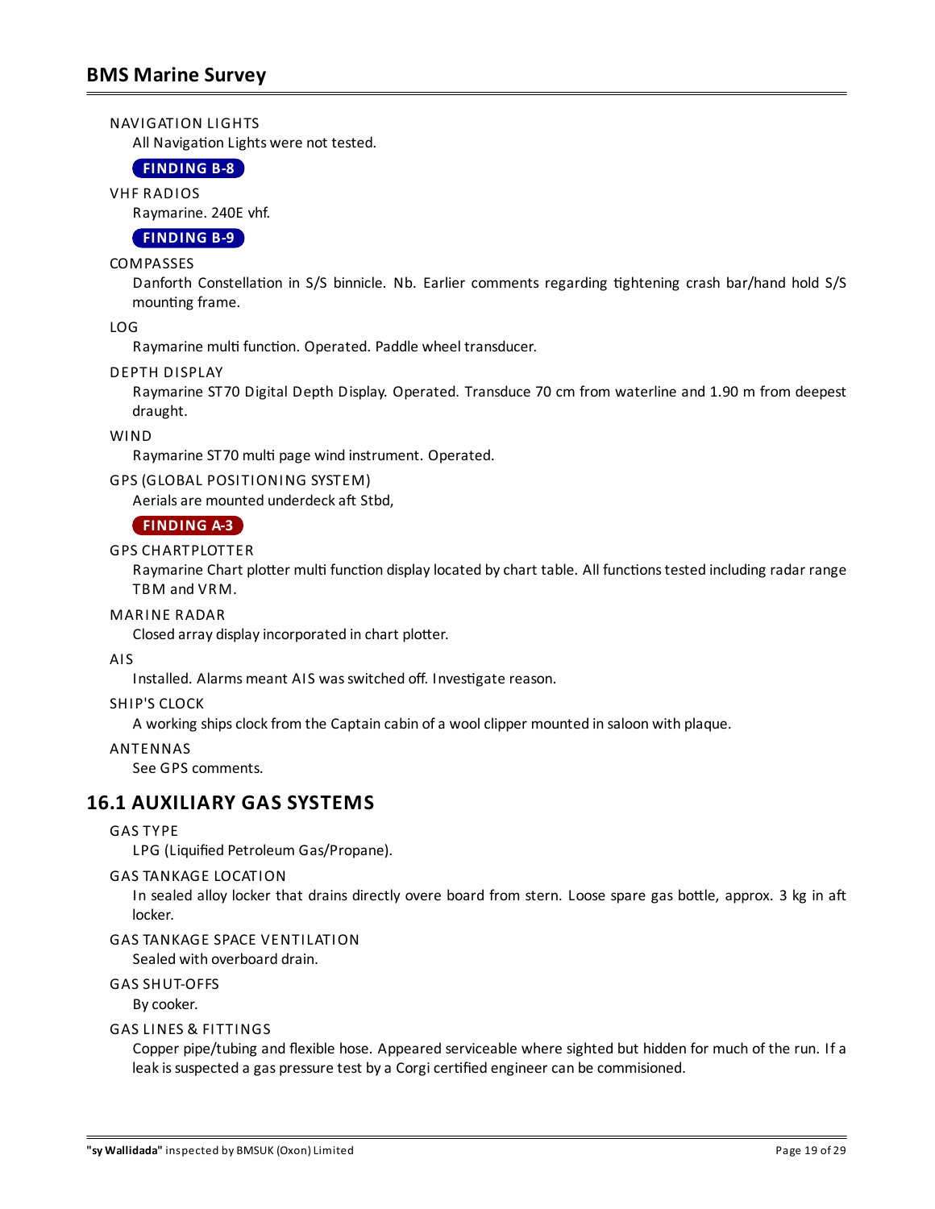NAVIGATION LIGHTS

All Navigation Lights were not tested.

**FINDING B-8**

VHF RADIOS

Raymarine. 240E vhf.

**FINDING B-9**

COMPASSES

Danforth Constellation in S/S binnicle. Nb. Earlier comments regarding tightening crash bar/hand hold S/S mounting frame.

LOG

Raymarine multi function. Operated. Paddle wheel transducer.

DEPTH DISPLAY

Raymarine ST70 Digital Depth Display. Operated. Transduce 70 cm from waterline and 1.90 m from deepest draught.

WIND

Raymarine ST70 multi page wind instrument. Operated.

GPS (GLOBAL POSITIONING SYSTEM)

Aerials are mounted underdeck aft Stbd,

**FINDING A-3**

GPS CHARTPLOTTER

Raymarine Chart plotter multi function display located by chart table. All functions tested including radar range TBM and VRM.

MARINE RADAR

Closed array display incorporated in chart plotter.

AIS

Installed. Alarms meant AIS was switched off. Investigate reason.

SHIP'S CLOCK

A working ships clock from the Captain cabin of a wool clipper mounted in saloon with plaque.

ANTENNAS

See GPS comments.

## 16.1 AUXILIARY GAS SYSTEMS

GAS TYPE

LPG (Liquified Petroleum Gas/Propane).

GAS TANKAGE LOCATION

In sealed alloy locker that drains directly overe board from stern. Loose spare gas bottle, approx. 3 kg in aft locker.

GAS TANKAGE SPACE VENTILATION

Sealed with overboard drain.

GAS SHUT-OFFS

By cooker.

GAS LINES & FITTINGS

Copper pipe/tubing and flexible hose. Appeared serviceable where sighted but hidden for much of the run. If a leak is suspected a gas pressure test by a Corgi certified engineer can be commisioned.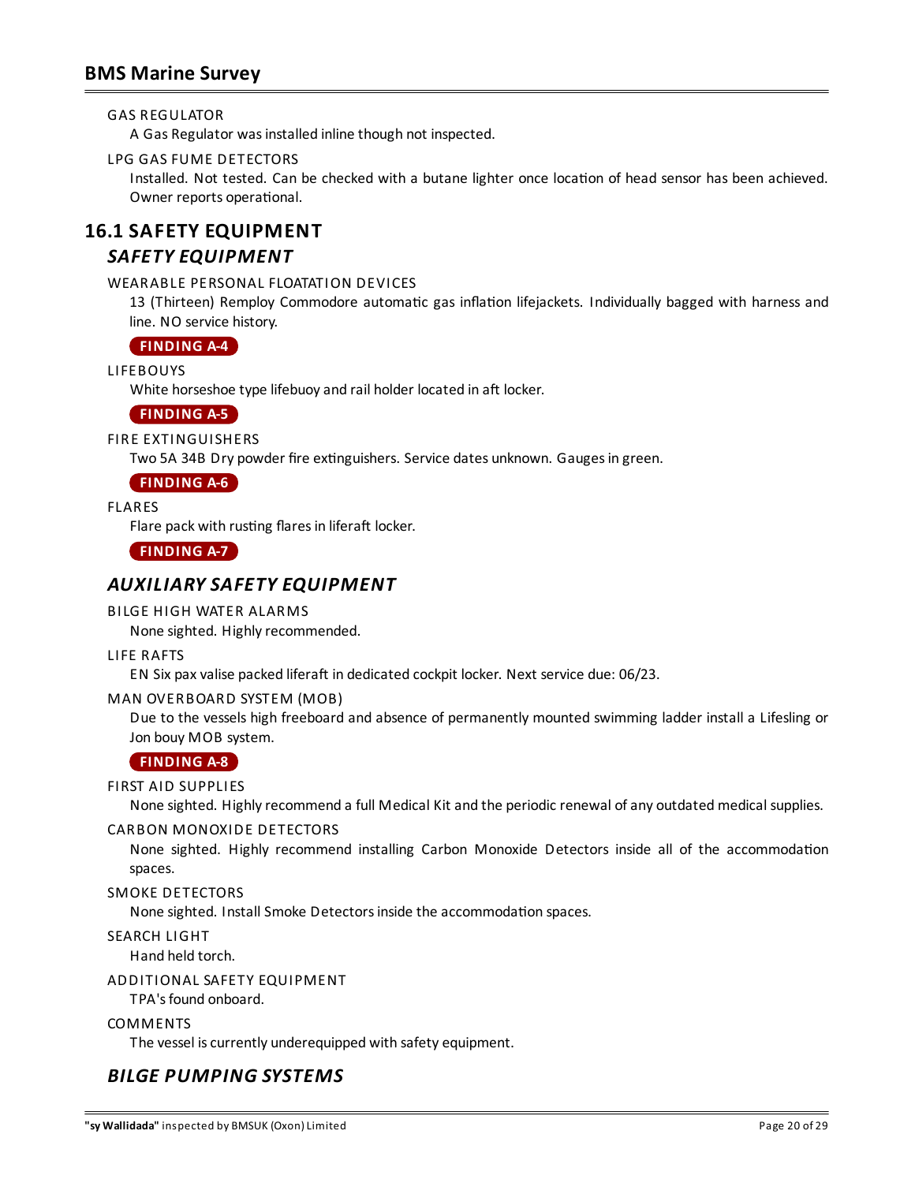GAS REGULATOR

A Gas Regulator was installed inline though not inspected.

LPG GAS FUME DETECTORS

Installed. Not tested. Can be checked with a butane lighter once location of head sensor has been achieved. Owner reports operational.

## 16.1 SAFETY EQUIPMENT

### *SAFETY EQUIPMENT*

WEARABLE PERSONAL FLOATATION DEVICES

13 (Thirteen) Remploy Commodore automatic gas inflation lifejackets. Individually bagged with harness and line. NO service history.

**FINDING A-4**

LIFEBOUYS

White horseshoe type lifebuoy and rail holder located in aft locker.

**FINDING A-5**

FIRE EXTINGUISHERS

Two 5A 34B Dry powder fire extinguishers. Service dates unknown. Gauges in green.

**FINDING A-6**

FLARES

Flare pack with rusting flares in liferaft locker.

**FINDING A-7**

### *AUXILIARY SAFETY EQUIPMENT*

BILGE HIGH WATER ALARMS

None sighted. Highly recommended.

LIFE RAFTS

EN Six pax valise packed liferaft in dedicated cockpit locker. Next service due: 06/23.

MAN OVERBOARD SYSTEM (MOB)

Due to the vessels high freeboard and absence of permanently mounted swimming ladder install a Lifesling or Jon bouy MOB system.

**FINDING A-8**

FIRST AID SUPPLIES

None sighted. Highly recommend a full Medical Kit and the periodic renewal of any outdated medical supplies.

CARBON MONOXIDE DETECTORS

None sighted. Highly recommend installing Carbon Monoxide Detectors inside all of the accommodation spaces.

SMOKE DETECTORS

None sighted. Install Smoke Detectors inside the accommodation spaces.

SEARCH LIGHT

Hand held torch.

ADDITIONAL SAFETY EQUIPMENT

TPA's found onboard.

COMMENTS

The vessel is currently underequipped with safety equipment.

### *BILGE PUMPING SYSTEMS*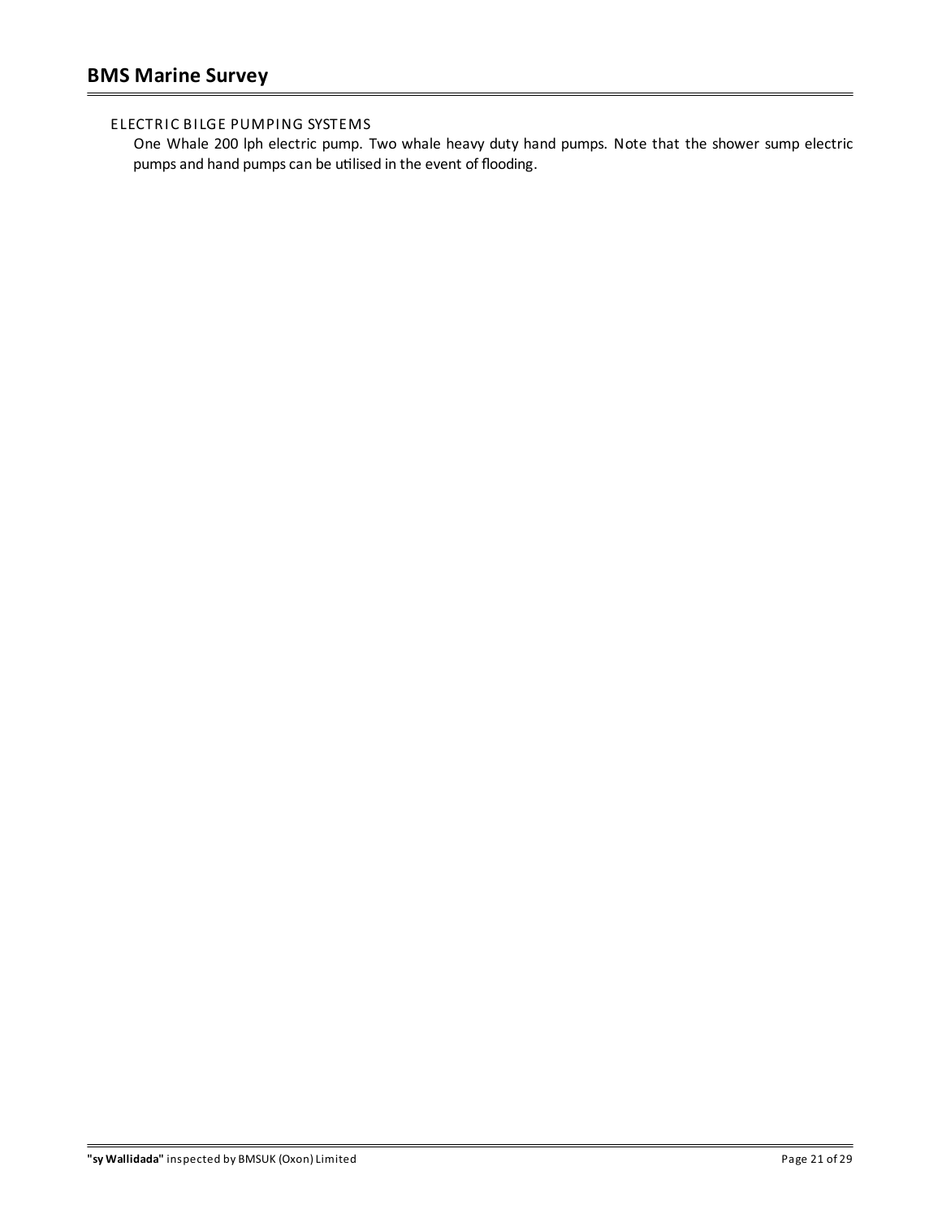### ELECTRIC BILGE PUMPING SYSTEMS

One Whale 200 lph electric pump. Two whale heavy duty hand pumps. Note that the shower sump electric pumps and hand pumps can be utilised in the event of flooding.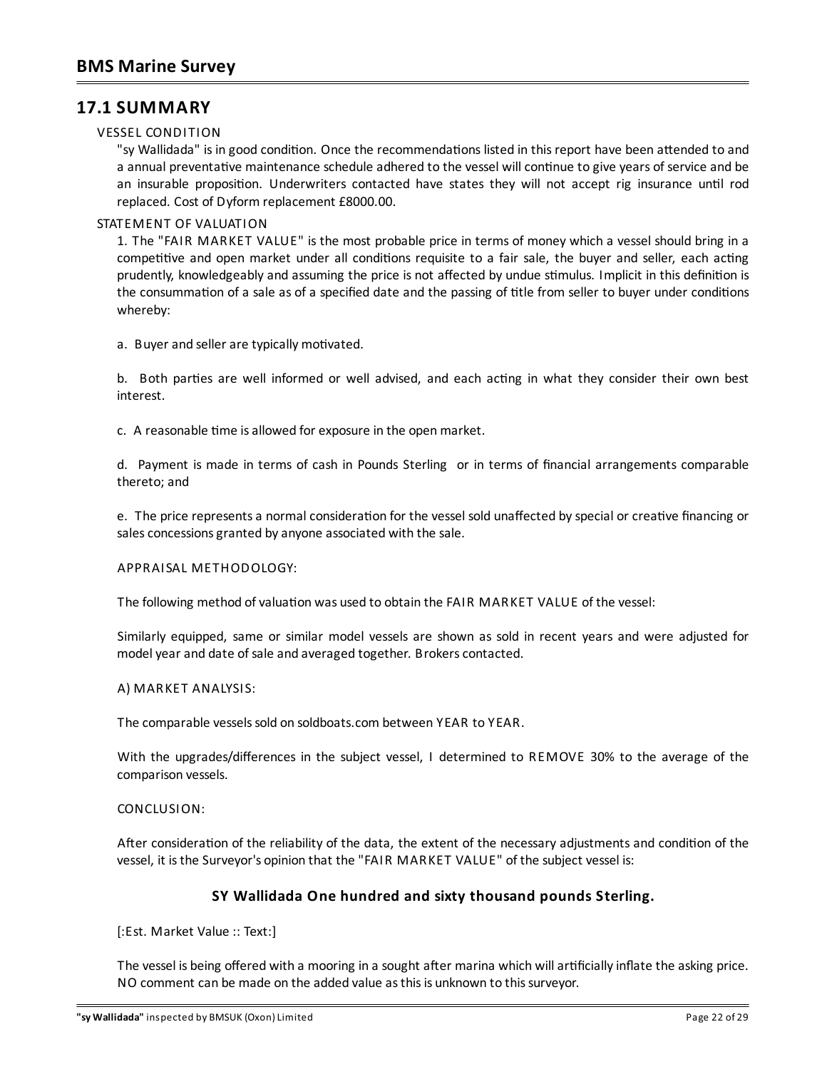## 17.1 SUMMARY

VESSEL CONDITION

"sy Wallidada" is in good condition. Once the recommendations listed in this report have been attended to and a annual preventative maintenance schedule adhered to the vessel will continue to give years of service and be an insurable proposition. Underwriters contacted have states they will not accept rig insurance until rod replaced. Cost of Dyform replacement £8000.00.

STATEMENT OF VALUATION

1. The "FAIR MARKET VALUE" is the most probable price in terms of money which a vessel should bring in a competitive and open market under all conditions requisite to a fair sale, the buyer and seller, each acting prudently, knowledgeably and assuming the price is not affected by undue stimulus. Implicit in this definition is the consummation of a sale as of a specified date and the passing of title from seller to buyer under conditions whereby:

a. Buyer and seller are typically motivated.

b. Both parties are well informed or well advised, and each acting in what they consider their own best interest.

c. A reasonable time is allowed for exposure in the open market.

d. Payment is made in terms of cash in Pounds Sterling or in terms of financial arrangements comparable thereto; and

e. The price represents a normal consideration for the vessel sold unaffected by special or creative financing or sales concessions granted by anyone associated with the sale.

APPRAISAL METHODOLOGY:

The following method of valuation was used to obtain the FAIR MARKET VALUE of the vessel:

Similarly equipped, same or similar model vessels are shown as sold in recent years and were adjusted for model year and date of sale and averaged together. Brokers contacted.

A) MARKET ANALYSIS:

The comparable vessels sold on soldboats.com between YEAR to YEAR.

With the upgrades/differences in the subject vessel, I determined to REMOVE 30% to the average of the comparison vessels.

CONCLUSION:

After consideration of the reliability of the data, the extent of the necessary adjustments and condition of the vessel, it is the Surveyor's opinion that the "FAIR MARKET VALUE" of the subject vessel is:

**SY Wallidada One hundred and sixty thousand pounds Sterling.**

[:Est. Market Value :: Text:]

The vessel is being offered with a mooring in a sought after marina which will artificially inflate the asking price. NO comment can be made on the added value as this is unknown to this surveyor.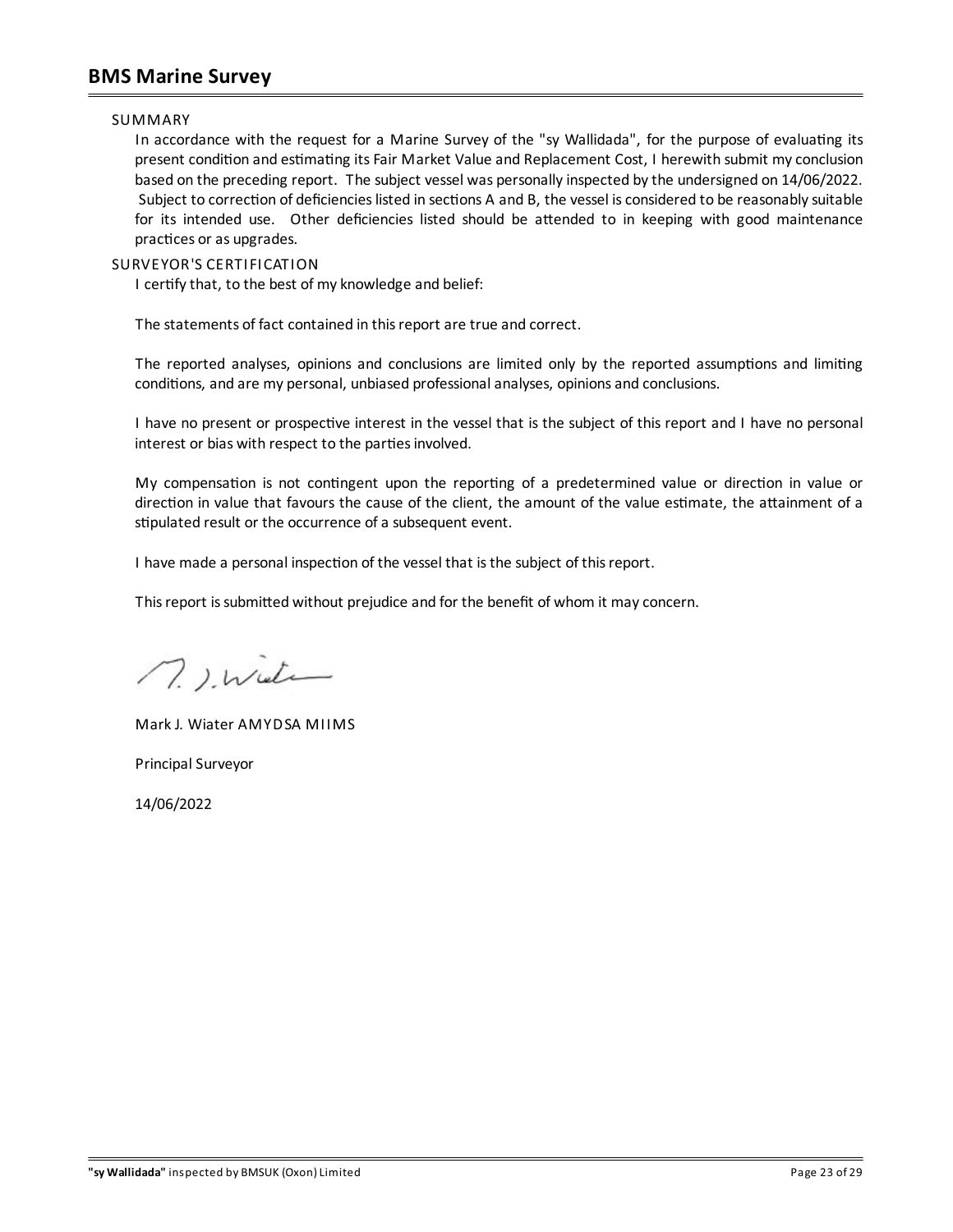## SUMMARY

In accordance with the request for a Marine Survey of the "sy Wallidada", for the purpose of evaluating its present condition and estimating its Fair Market Value and Replacement Cost, I herewith submit my conclusion based on the preceding report. The subject vessel was personally inspected by the undersigned on 14/06/2022. Subject to correction of deficiencies listed in sections A and B, the vessel is considered to be reasonably suitable for its intended use. Other deficiencies listed should be attended to in keeping with good maintenance practices or as upgrades.

## SURVEYOR'S CERTIFICATION

I certify that, to the best of my knowledge and belief:

The statements of fact contained in this report are true and correct.

The reported analyses, opinions and conclusions are limited only by the reported assumptions and limiting conditions, and are my personal, unbiased professional analyses, opinions and conclusions.

I have no present or prospective interest in the vessel that is the subject of this report and I have no personal interest or bias with respect to the parties involved.

My compensation is not contingent upon the reporting of a predetermined value or direction in value or direction in value that favours the cause of the client, the amount of the value estimate, the attainment of a stipulated result or the occurrence of a subsequent event.

I have made a personal inspection of the vessel that is the subject of this report.

This report is submitted without prejudice and for the benefit of whom it may concern.

M. J. Wiater

Mark J. Wiater AMYDSA MIIMS

Principal Surveyor

14/06/2022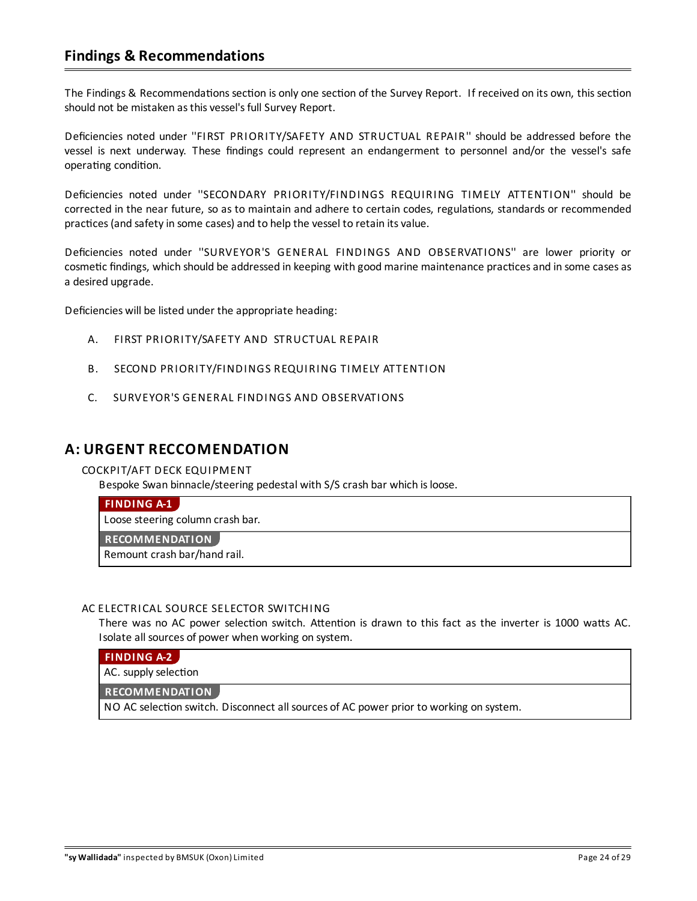## Findings & Recommendations

The Findings & Recommendations section is only one section of the Survey Report. If received on its own, this section should not be mistaken as this vessel's full Survey Report.

Deficiencies noted under "FIRST PRIORITY/SAFETY AND STRUCTUAL REPAIR" should be addressed before the vessel is next underway. These findings could represent an endangerment to personnel and/or the vessel's safe operating condition.

Deficiencies noted under "SECONDARY PRIORITY/FINDINGS REQUIRING TIMELY ATTENTION" should be corrected in the near future, so as to maintain and adhere to certain codes, regulations, standards or recommended practices (and safety in some cases) and to help the vessel to retain its value.

Deficiencies noted under "SURVEYOR'S GENERAL FINDINGS AND OBSERVATIONS" are lower priority or cosmetic findings, which should be addressed in keeping with good marine maintenance practices and in some cases as a desired upgrade.

Deficiencies will be listed under the appropriate heading:

A. FIRST PRIORITY/SAFETY AND STRUCTUAL REPAIR

B. SECOND PRIORITY/FINDINGS REQUIRING TIMELY ATTENTION

C. SURVEYOR'S GENERAL FINDINGS AND OBSERVATIONS

## A: URGENT RECCOMENDATION

COCKPIT/AFT DECK EQUIPMENT

Bespoke Swan binnacle/steering pedestal with S/S crash bar which is loose.

**FINDING A-1**

Loose steering column crash bar.

**RECOMMENDATION**

Remount crash bar/hand rail.

AC ELECTRICAL SOURCE SELECTOR SWITCHING

There was no AC power selection switch. Attention is drawn to this fact as the inverter is 1000 watts AC. Isolate all sources of power when working on system.

**FINDING A-2**

AC. supply selection

**RECOMMENDATION**

NO AC selection switch. Disconnect all sources of AC power prior to working on system.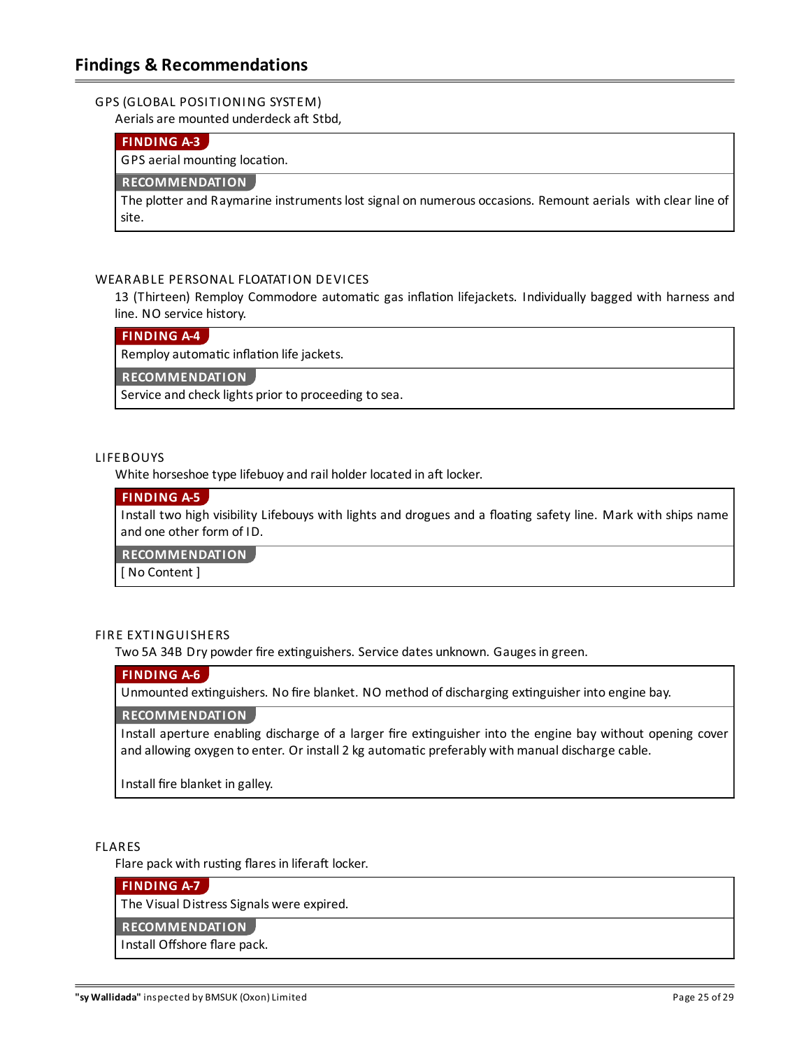## Findings & Recommendations

### GPS (GLOBAL POSITIONING SYSTEM)

Aerials are mounted underdeck aft Stbd,

**FINDING A-3**

GPS aerial mounting location.

**RECOMMENDATION**

The plotter and Raymarine instruments lost signal on numerous occasions. Remount aerials with clear line of site.

### WEARABLE PERSONAL FLOATATION DEVICES

13 (Thirteen) Remploy Commodore automatic gas inflation lifejackets. Individually bagged with harness and line. NO service history.

**FINDING A-4**

Remploy automatic inflation life jackets.

**RECOMMENDATION**

Service and check lights prior to proceeding to sea.

### LIFEBOUYS

White horseshoe type lifebuoy and rail holder located in aft locker.

**FINDING A-5**

Install two high visibility Lifebouys with lights and drogues and a floating safety line. Mark with ships name and one other form of ID.

**RECOMMENDATION**

[ No Content ]

### FIRE EXTINGUISHERS

Two 5A 34B Dry powder fire extinguishers. Service dates unknown. Gauges in green.

**FINDING A-6**

Unmounted extinguishers. No fire blanket. NO method of discharging extinguisher into engine bay.

**RECOMMENDATION**

Install aperture enabling discharge of a larger fire extinguisher into the engine bay without opening cover and allowing oxygen to enter. Or install 2 kg automatic preferably with manual discharge cable.

Install fire blanket in galley.

### FLARES

Flare pack with rusting flares in liferaft locker.

**FINDING A-7**

The Visual Distress Signals were expired.

**RECOMMENDATION**

Install Offshore flare pack.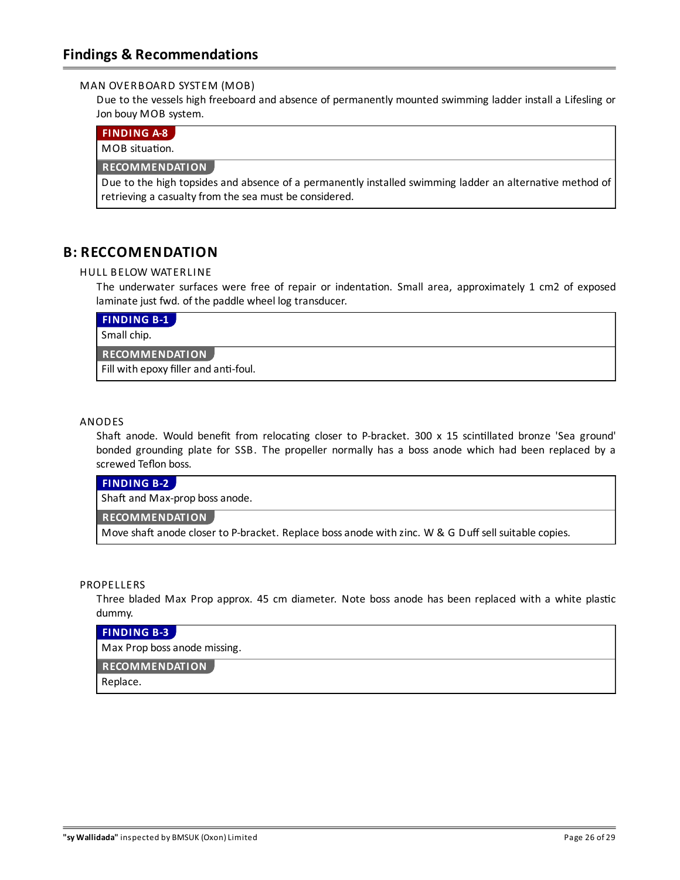## Findings & Recommendations

### MAN OVERBOARD SYSTEM (MOB)

Due to the vessels high freeboard and absence of permanently mounted swimming ladder install a Lifesling or Jon bouy MOB system.

**FINDING A-8**

MOB situation.

**RECOMMENDATION**

Due to the high topsides and absence of a permanently installed swimming ladder an alternative method of retrieving a casualty from the sea must be considered.

## B: RECCOMENDATION

### HULL BELOW WATERLINE

The underwater surfaces were free of repair or indentation. Small area, approximately 1 cm2 of exposed laminate just fwd. of the paddle wheel log transducer.

**FINDING B-1**

Small chip.

**RECOMMENDATION**

Fill with epoxy filler and anti-foul.

### ANODES

Shaft anode. Would benefit from relocating closer to P-bracket. 300 x 15 scintillated bronze 'Sea ground' bonded grounding plate for SSB. The propeller normally has a boss anode which had been replaced by a screwed Teflon boss.

**FINDING B-2**

Shaft and Max-prop boss anode.

**RECOMMENDATION**

Move shaft anode closer to P-bracket. Replace boss anode with zinc. W & G Duff sell suitable copies.

### PROPELLERS

Three bladed Max Prop approx. 45 cm diameter. Note boss anode has been replaced with a white plastic dummy.

**FINDING B-3**

Max Prop boss anode missing.

**RECOMMENDATION**

Replace.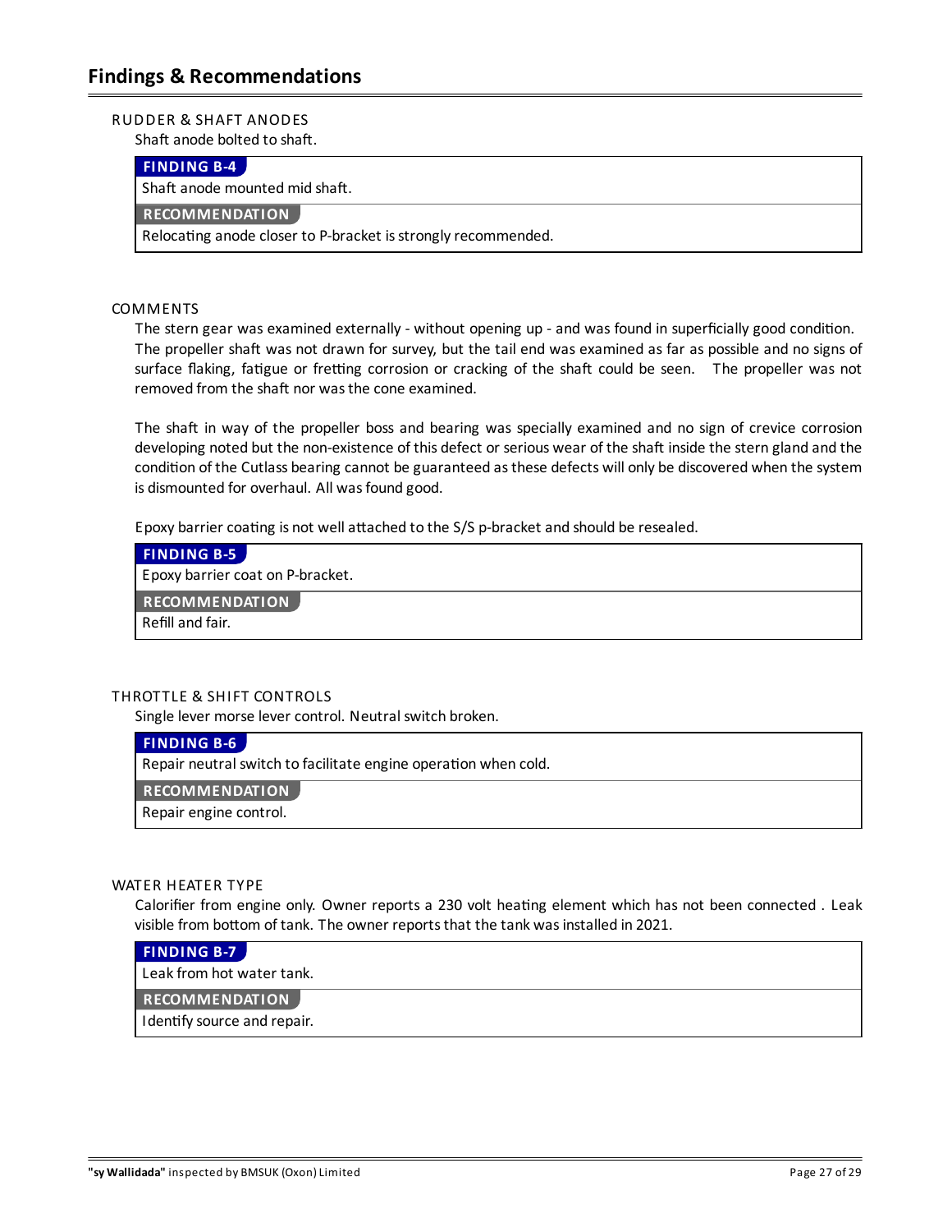## Findings & Recommendations

RUDDER & SHAFT ANODES

Shaft anode bolted to shaft.

**FINDING B-4**

Shaft anode mounted mid shaft.

**RECOMMENDATION**

Relocating anode closer to P-bracket is strongly recommended.

COMMENTS

The stern gear was examined externally - without opening up - and was found in superficially good condition. The propeller shaft was not drawn for survey, but the tail end was examined as far as possible and no signs of surface flaking, fatigue or fretting corrosion or cracking of the shaft could be seen. The propeller was not removed from the shaft nor was the cone examined.

The shaft in way of the propeller boss and bearing was specially examined and no sign of crevice corrosion developing noted but the non-existence of this defect or serious wear of the shaft inside the stern gland and the condition of the Cutlass bearing cannot be guaranteed as these defects will only be discovered when the system is dismounted for overhaul. All was found good.

Epoxy barrier coating is not well attached to the S/S p-bracket and should be resealed.

**FINDING B-5**

Epoxy barrier coat on P-bracket.

**RECOMMENDATION**

Refill and fair.

THROTTLE & SHIFT CONTROLS

Single lever morse lever control. Neutral switch broken.

**FINDING B-6**

Repair neutral switch to facilitate engine operation when cold.

**RECOMMENDATION**

Repair engine control.

WATER HEATER TYPE

Calorifier from engine only. Owner reports a 230 volt heating element which has not been connected . Leak visible from bottom of tank. The owner reports that the tank was installed in 2021.

**FINDING B-7**

Leak from hot water tank.

**RECOMMENDATION**

Identify source and repair.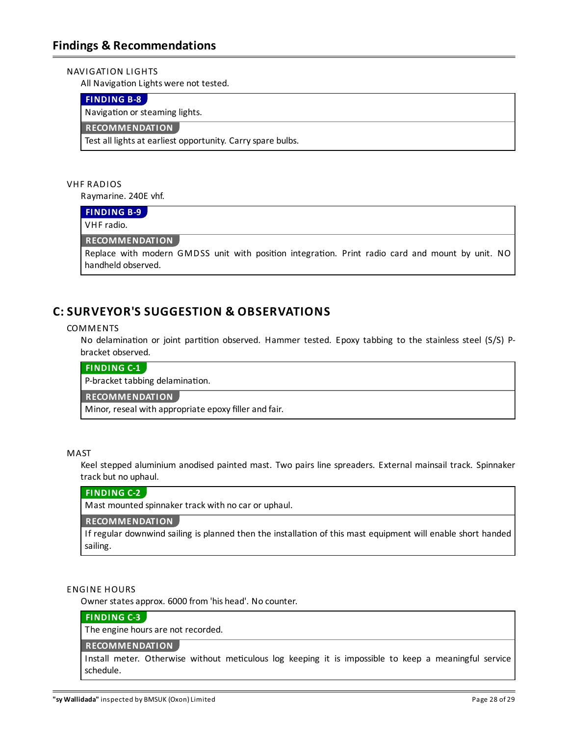## Findings & Recommendations

NAVIGATION LIGHTS

All Navigation Lights were not tested.

**FINDING B-8**

Navigation or steaming lights.

**RECOMMENDATION**

Test all lights at earliest opportunity. Carry spare bulbs.

VHF RADIOS

Raymarine. 240E vhf.

**FINDING B-9**

VHF radio.

**RECOMMENDATION**

Replace with modern GMDSS unit with position integration. Print radio card and mount by unit. NO handheld observed.

## C: SURVEYOR'S SUGGESTION & OBSERVATIONS

COMMENTS

No delamination or joint partition observed. Hammer tested. Epoxy tabbing to the stainless steel (S/S) P-bracket observed.

**FINDING C-1**

P-bracket tabbing delamination.

**RECOMMENDATION**

Minor, reseal with appropriate epoxy filler and fair.

MAST

Keel stepped aluminium anodised painted mast. Two pairs line spreaders. External mainsail track. Spinnaker track but no uphaul.

**FINDING C-2**

Mast mounted spinnaker track with no car or uphaul.

**RECOMMENDATION**

If regular downwind sailing is planned then the installation of this mast equipment will enable short handed sailing.

ENGINE HOURS

Owner states approx. 6000 from 'his head'. No counter.

**FINDING C-3**

The engine hours are not recorded.

**RECOMMENDATION**

Install meter. Otherwise without meticulous log keeping it is impossible to keep a meaningful service schedule.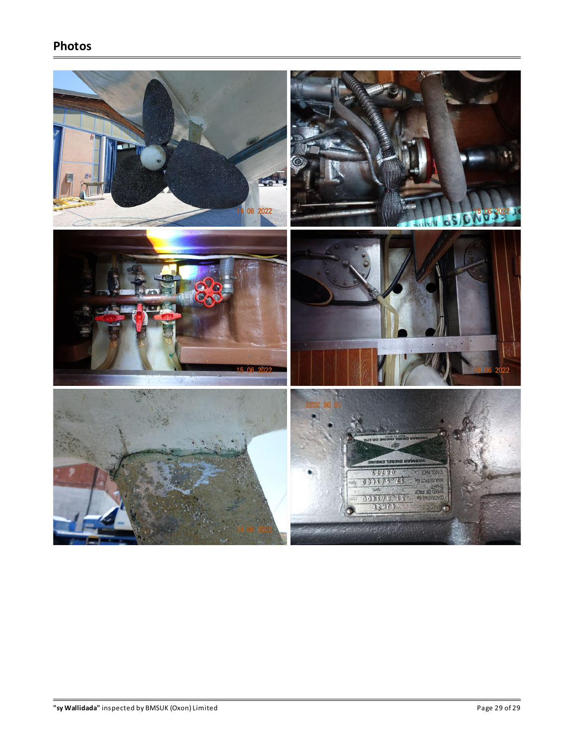## Photos